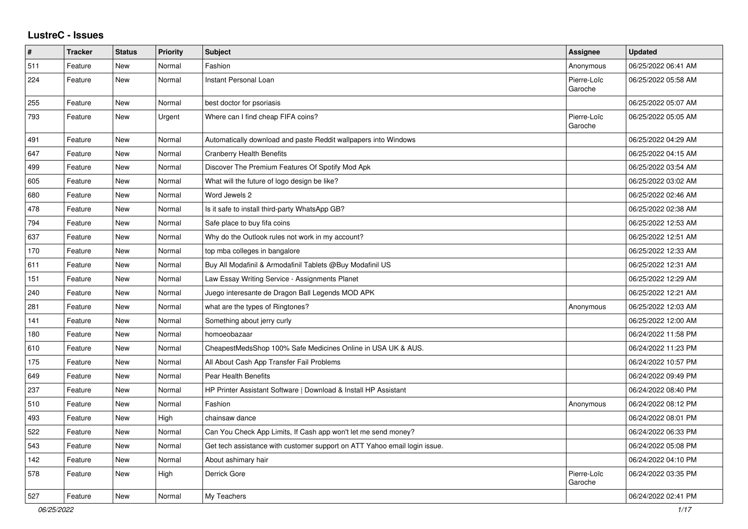# LustreC - Issues

| # | Tracker | Status | Priority | Subject | Assignee | Updated |
|---|---|---|---|---|---|---|
| 511 | Feature | New | Normal | Fashion | Anonymous | 06/25/2022 06:41 AM |
| 224 | Feature | New | Normal | Instant Personal Loan | Pierre-Loïc Garoche | 06/25/2022 05:58 AM |
| 255 | Feature | New | Normal | best doctor for psoriasis | | 06/25/2022 05:07 AM |
| 793 | Feature | New | Urgent | Where can I find cheap FIFA coins? | Pierre-Loïc Garoche | 06/25/2022 05:05 AM |
| 491 | Feature | New | Normal | Automatically download and paste Reddit wallpapers into Windows | | 06/25/2022 04:29 AM |
| 647 | Feature | New | Normal | Cranberry Health Benefits | | 06/25/2022 04:15 AM |
| 499 | Feature | New | Normal | Discover The Premium Features Of Spotify Mod Apk | | 06/25/2022 03:54 AM |
| 605 | Feature | New | Normal | What will the future of logo design be like? | | 06/25/2022 03:02 AM |
| 680 | Feature | New | Normal | Word Jewels 2 | | 06/25/2022 02:46 AM |
| 478 | Feature | New | Normal | Is it safe to install third-party WhatsApp GB? | | 06/25/2022 02:38 AM |
| 794 | Feature | New | Normal | Safe place to buy fifa coins | | 06/25/2022 12:53 AM |
| 637 | Feature | New | Normal | Why do the Outlook rules not work in my account? | | 06/25/2022 12:51 AM |
| 170 | Feature | New | Normal | top mba colleges in bangalore | | 06/25/2022 12:33 AM |
| 611 | Feature | New | Normal | Buy All Modafinil & Armodafinil Tablets @Buy Modafinil US | | 06/25/2022 12:31 AM |
| 151 | Feature | New | Normal | Law Essay Writing Service - Assignments Planet | | 06/25/2022 12:29 AM |
| 240 | Feature | New | Normal | Juego interesante de Dragon Ball Legends MOD APK | | 06/25/2022 12:21 AM |
| 281 | Feature | New | Normal | what are the types of Ringtones? | Anonymous | 06/25/2022 12:03 AM |
| 141 | Feature | New | Normal | Something about jerry curly | | 06/25/2022 12:00 AM |
| 180 | Feature | New | Normal | homoeobazaar | | 06/24/2022 11:58 PM |
| 610 | Feature | New | Normal | CheapestMedsShop 100% Safe Medicines Online in USA UK & AUS. | | 06/24/2022 11:23 PM |
| 175 | Feature | New | Normal | All About Cash App Transfer Fail Problems | | 06/24/2022 10:57 PM |
| 649 | Feature | New | Normal | Pear Health Benefits | | 06/24/2022 09:49 PM |
| 237 | Feature | New | Normal | HP Printer Assistant Software \| Download & Install HP Assistant | | 06/24/2022 08:40 PM |
| 510 | Feature | New | Normal | Fashion | Anonymous | 06/24/2022 08:12 PM |
| 493 | Feature | New | High | chainsaw dance | | 06/24/2022 08:01 PM |
| 522 | Feature | New | Normal | Can You Check App Limits, If Cash app won't let me send money? | | 06/24/2022 06:33 PM |
| 543 | Feature | New | Normal | Get tech assistance with customer support on ATT Yahoo email login issue. | | 06/24/2022 05:08 PM |
| 142 | Feature | New | Normal | About ashimary hair | | 06/24/2022 04:10 PM |
| 578 | Feature | New | High | Derrick Gore | Pierre-Loïc Garoche | 06/24/2022 03:35 PM |
| 527 | Feature | New | Normal | My Teachers | | 06/24/2022 02:41 PM |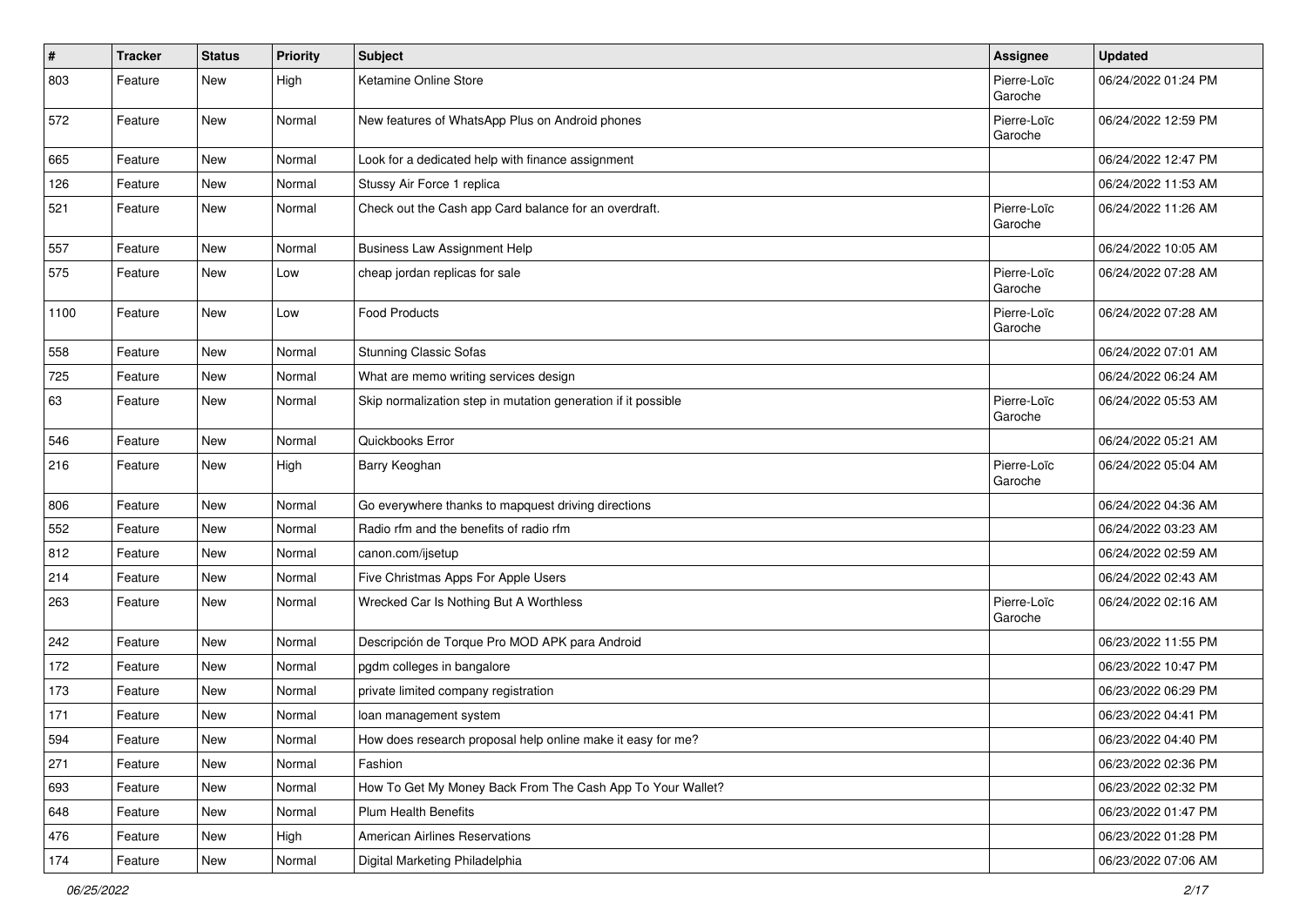| # | Tracker | Status | Priority | Subject | Assignee | Updated |
|---|---|---|---|---|---|---|
| 803 | Feature | New | High | Ketamine Online Store | Pierre-Loïc Garoche | 06/24/2022 01:24 PM |
| 572 | Feature | New | Normal | New features of WhatsApp Plus on Android phones | Pierre-Loïc Garoche | 06/24/2022 12:59 PM |
| 665 | Feature | New | Normal | Look for a dedicated help with finance assignment | | 06/24/2022 12:47 PM |
| 126 | Feature | New | Normal | Stussy Air Force 1 replica | | 06/24/2022 11:53 AM |
| 521 | Feature | New | Normal | Check out the Cash app Card balance for an overdraft. | Pierre-Loïc Garoche | 06/24/2022 11:26 AM |
| 557 | Feature | New | Normal | Business Law Assignment Help | | 06/24/2022 10:05 AM |
| 575 | Feature | New | Low | cheap jordan replicas for sale | Pierre-Loïc Garoche | 06/24/2022 07:28 AM |
| 1100 | Feature | New | Low | Food Products | Pierre-Loïc Garoche | 06/24/2022 07:28 AM |
| 558 | Feature | New | Normal | Stunning Classic Sofas | | 06/24/2022 07:01 AM |
| 725 | Feature | New | Normal | What are memo writing services design | | 06/24/2022 06:24 AM |
| 63 | Feature | New | Normal | Skip normalization step in mutation generation if it possible | Pierre-Loïc Garoche | 06/24/2022 05:53 AM |
| 546 | Feature | New | Normal | Quickbooks Error | | 06/24/2022 05:21 AM |
| 216 | Feature | New | High | Barry Keoghan | Pierre-Loïc Garoche | 06/24/2022 05:04 AM |
| 806 | Feature | New | Normal | Go everywhere thanks to mapquest driving directions | | 06/24/2022 04:36 AM |
| 552 | Feature | New | Normal | Radio rfm and the benefits of radio rfm | | 06/24/2022 03:23 AM |
| 812 | Feature | New | Normal | canon.com/ijsetup | | 06/24/2022 02:59 AM |
| 214 | Feature | New | Normal | Five Christmas Apps For Apple Users | | 06/24/2022 02:43 AM |
| 263 | Feature | New | Normal | Wrecked Car Is Nothing But A Worthless | Pierre-Loïc Garoche | 06/24/2022 02:16 AM |
| 242 | Feature | New | Normal | Descripción de Torque Pro MOD APK para Android | | 06/23/2022 11:55 PM |
| 172 | Feature | New | Normal | pgdm colleges in bangalore | | 06/23/2022 10:47 PM |
| 173 | Feature | New | Normal | private limited company registration | | 06/23/2022 06:29 PM |
| 171 | Feature | New | Normal | loan management system | | 06/23/2022 04:41 PM |
| 594 | Feature | New | Normal | How does research proposal help online make it easy for me? | | 06/23/2022 04:40 PM |
| 271 | Feature | New | Normal | Fashion | | 06/23/2022 02:36 PM |
| 693 | Feature | New | Normal | How To Get My Money Back From The Cash App To Your Wallet? | | 06/23/2022 02:32 PM |
| 648 | Feature | New | Normal | Plum Health Benefits | | 06/23/2022 01:47 PM |
| 476 | Feature | New | High | American Airlines Reservations | | 06/23/2022 01:28 PM |
| 174 | Feature | New | Normal | Digital Marketing Philadelphia | | 06/23/2022 07:06 AM |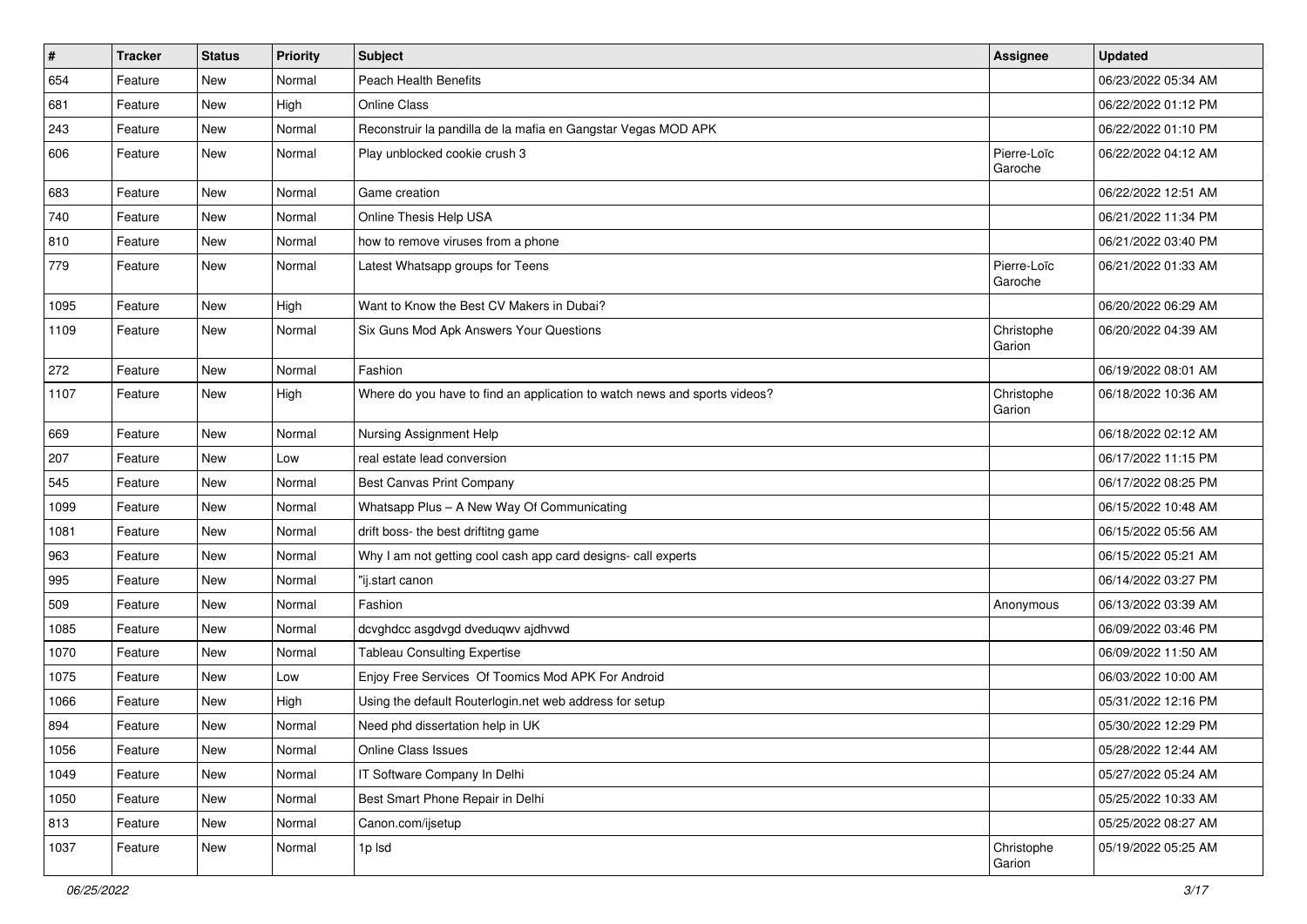| # | Tracker | Status | Priority | Subject | Assignee | Updated |
|---|---|---|---|---|---|---|
| 654 | Feature | New | Normal | Peach Health Benefits | | 06/23/2022 05:34 AM |
| 681 | Feature | New | High | Online Class | | 06/22/2022 01:12 PM |
| 243 | Feature | New | Normal | Reconstruir la pandilla de la mafia en Gangstar Vegas MOD APK | | 06/22/2022 01:10 PM |
| 606 | Feature | New | Normal | Play unblocked cookie crush 3 | Pierre-Loïc Garoche | 06/22/2022 04:12 AM |
| 683 | Feature | New | Normal | Game creation | | 06/22/2022 12:51 AM |
| 740 | Feature | New | Normal | Online Thesis Help USA | | 06/21/2022 11:34 PM |
| 810 | Feature | New | Normal | how to remove viruses from a phone | | 06/21/2022 03:40 PM |
| 779 | Feature | New | Normal | Latest Whatsapp groups for Teens | Pierre-Loïc Garoche | 06/21/2022 01:33 AM |
| 1095 | Feature | New | High | Want to Know the Best CV Makers in Dubai? | | 06/20/2022 06:29 AM |
| 1109 | Feature | New | Normal | Six Guns Mod Apk Answers Your Questions | Christophe Garion | 06/20/2022 04:39 AM |
| 272 | Feature | New | Normal | Fashion | | 06/19/2022 08:01 AM |
| 1107 | Feature | New | High | Where do you have to find an application to watch news and sports videos? | Christophe Garion | 06/18/2022 10:36 AM |
| 669 | Feature | New | Normal | Nursing Assignment Help | | 06/18/2022 02:12 AM |
| 207 | Feature | New | Low | real estate lead conversion | | 06/17/2022 11:15 PM |
| 545 | Feature | New | Normal | Best Canvas Print Company | | 06/17/2022 08:25 PM |
| 1099 | Feature | New | Normal | Whatsapp Plus – A New Way Of Communicating | | 06/15/2022 10:48 AM |
| 1081 | Feature | New | Normal | drift boss- the best driftitng game | | 06/15/2022 05:56 AM |
| 963 | Feature | New | Normal | Why I am not getting cool cash app card designs- call experts | | 06/15/2022 05:21 AM |
| 995 | Feature | New | Normal | "ij.start canon | | 06/14/2022 03:27 PM |
| 509 | Feature | New | Normal | Fashion | Anonymous | 06/13/2022 03:39 AM |
| 1085 | Feature | New | Normal | dcvghdcc asgdvgd dveduqwv ajdhvwd | | 06/09/2022 03:46 PM |
| 1070 | Feature | New | Normal | Tableau Consulting Expertise | | 06/09/2022 11:50 AM |
| 1075 | Feature | New | Low | Enjoy Free Services Of Toomics Mod APK For Android | | 06/03/2022 10:00 AM |
| 1066 | Feature | New | High | Using the default Routerlogin.net web address for setup | | 05/31/2022 12:16 PM |
| 894 | Feature | New | Normal | Need phd dissertation help in UK | | 05/30/2022 12:29 PM |
| 1056 | Feature | New | Normal | Online Class Issues | | 05/28/2022 12:44 AM |
| 1049 | Feature | New | Normal | IT Software Company In Delhi | | 05/27/2022 05:24 AM |
| 1050 | Feature | New | Normal | Best Smart Phone Repair in Delhi | | 05/25/2022 10:33 AM |
| 813 | Feature | New | Normal | Canon.com/ijsetup | | 05/25/2022 08:27 AM |
| 1037 | Feature | New | Normal | 1p lsd | Christophe Garion | 05/19/2022 05:25 AM |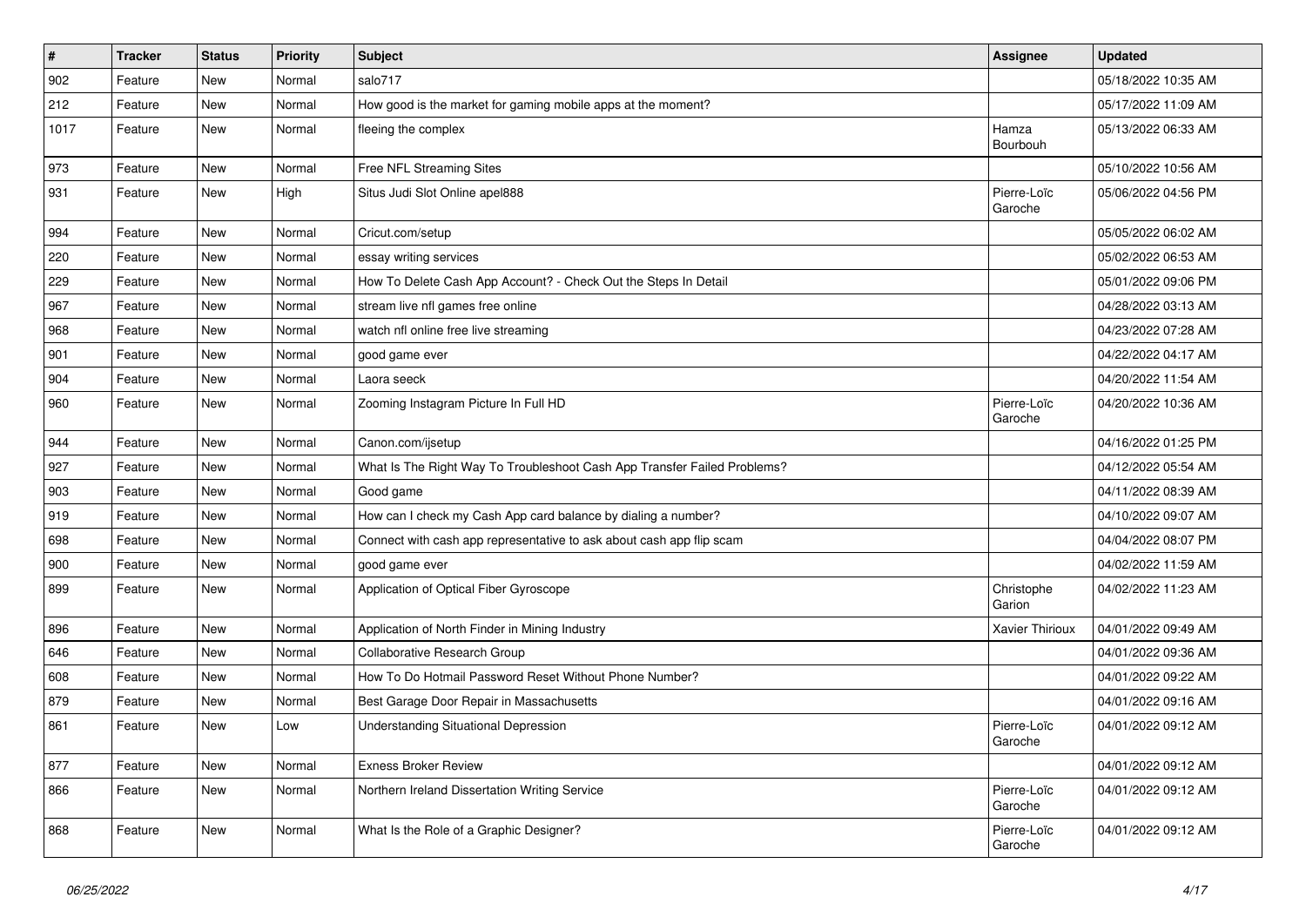| # | Tracker | Status | Priority | Subject | Assignee | Updated |
|---|---|---|---|---|---|---|
| 902 | Feature | New | Normal | salo717 | | 05/18/2022 10:35 AM |
| 212 | Feature | New | Normal | How good is the market for gaming mobile apps at the moment? | | 05/17/2022 11:09 AM |
| 1017 | Feature | New | Normal | fleeing the complex | Hamza Bourbouh | 05/13/2022 06:33 AM |
| 973 | Feature | New | Normal | Free NFL Streaming Sites | | 05/10/2022 10:56 AM |
| 931 | Feature | New | High | Situs Judi Slot Online apel888 | Pierre-Loïc Garoche | 05/06/2022 04:56 PM |
| 994 | Feature | New | Normal | Cricut.com/setup | | 05/05/2022 06:02 AM |
| 220 | Feature | New | Normal | essay writing services | | 05/02/2022 06:53 AM |
| 229 | Feature | New | Normal | How To Delete Cash App Account? - Check Out the Steps In Detail | | 05/01/2022 09:06 PM |
| 967 | Feature | New | Normal | stream live nfl games free online | | 04/28/2022 03:13 AM |
| 968 | Feature | New | Normal | watch nfl online free live streaming | | 04/23/2022 07:28 AM |
| 901 | Feature | New | Normal | good game ever | | 04/22/2022 04:17 AM |
| 904 | Feature | New | Normal | Laora seeck | | 04/20/2022 11:54 AM |
| 960 | Feature | New | Normal | Zooming Instagram Picture In Full HD | Pierre-Loïc Garoche | 04/20/2022 10:36 AM |
| 944 | Feature | New | Normal | Canon.com/ijsetup | | 04/16/2022 01:25 PM |
| 927 | Feature | New | Normal | What Is The Right Way To Troubleshoot Cash App Transfer Failed Problems? | | 04/12/2022 05:54 AM |
| 903 | Feature | New | Normal | Good game | | 04/11/2022 08:39 AM |
| 919 | Feature | New | Normal | How can I check my Cash App card balance by dialing a number? | | 04/10/2022 09:07 AM |
| 698 | Feature | New | Normal | Connect with cash app representative to ask about cash app flip scam | | 04/04/2022 08:07 PM |
| 900 | Feature | New | Normal | good game ever | | 04/02/2022 11:59 AM |
| 899 | Feature | New | Normal | Application of Optical Fiber Gyroscope | Christophe Garion | 04/02/2022 11:23 AM |
| 896 | Feature | New | Normal | Application of North Finder in Mining Industry | Xavier Thirioux | 04/01/2022 09:49 AM |
| 646 | Feature | New | Normal | Collaborative Research Group | | 04/01/2022 09:36 AM |
| 608 | Feature | New | Normal | How To Do Hotmail Password Reset Without Phone Number? | | 04/01/2022 09:22 AM |
| 879 | Feature | New | Normal | Best Garage Door Repair in Massachusetts | | 04/01/2022 09:16 AM |
| 861 | Feature | New | Low | Understanding Situational Depression | Pierre-Loïc Garoche | 04/01/2022 09:12 AM |
| 877 | Feature | New | Normal | Exness Broker Review | | 04/01/2022 09:12 AM |
| 866 | Feature | New | Normal | Northern Ireland Dissertation Writing Service | Pierre-Loïc Garoche | 04/01/2022 09:12 AM |
| 868 | Feature | New | Normal | What Is the Role of a Graphic Designer? | Pierre-Loïc Garoche | 04/01/2022 09:12 AM |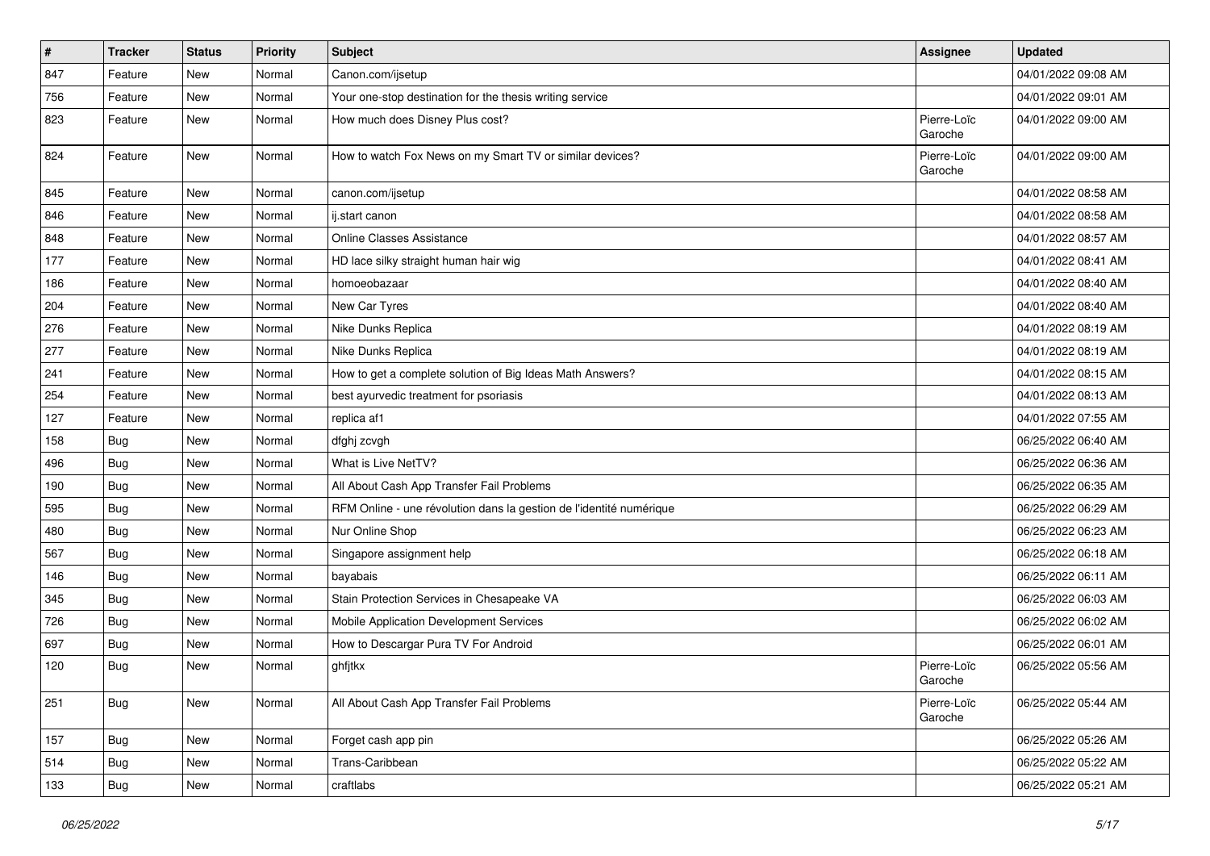| # | Tracker | Status | Priority | Subject | Assignee | Updated |
|---|---|---|---|---|---|---|
| 847 | Feature | New | Normal | Canon.com/ijsetup | | 04/01/2022 09:08 AM |
| 756 | Feature | New | Normal | Your one-stop destination for the thesis writing service | | 04/01/2022 09:01 AM |
| 823 | Feature | New | Normal | How much does Disney Plus cost? | Pierre-Loïc Garoche | 04/01/2022 09:00 AM |
| 824 | Feature | New | Normal | How to watch Fox News on my Smart TV or similar devices? | Pierre-Loïc Garoche | 04/01/2022 09:00 AM |
| 845 | Feature | New | Normal | canon.com/ijsetup | | 04/01/2022 08:58 AM |
| 846 | Feature | New | Normal | ij.start canon | | 04/01/2022 08:58 AM |
| 848 | Feature | New | Normal | Online Classes Assistance | | 04/01/2022 08:57 AM |
| 177 | Feature | New | Normal | HD lace silky straight human hair wig | | 04/01/2022 08:41 AM |
| 186 | Feature | New | Normal | homoeobazaar | | 04/01/2022 08:40 AM |
| 204 | Feature | New | Normal | New Car Tyres | | 04/01/2022 08:40 AM |
| 276 | Feature | New | Normal | Nike Dunks Replica | | 04/01/2022 08:19 AM |
| 277 | Feature | New | Normal | Nike Dunks Replica | | 04/01/2022 08:19 AM |
| 241 | Feature | New | Normal | How to get a complete solution of Big Ideas Math Answers? | | 04/01/2022 08:15 AM |
| 254 | Feature | New | Normal | best ayurvedic treatment for psoriasis | | 04/01/2022 08:13 AM |
| 127 | Feature | New | Normal | replica af1 | | 04/01/2022 07:55 AM |
| 158 | Bug | New | Normal | dfghj zcvgh | | 06/25/2022 06:40 AM |
| 496 | Bug | New | Normal | What is Live NetTV? | | 06/25/2022 06:36 AM |
| 190 | Bug | New | Normal | All About Cash App Transfer Fail Problems | | 06/25/2022 06:35 AM |
| 595 | Bug | New | Normal | RFM Online - une révolution dans la gestion de l'identité numérique | | 06/25/2022 06:29 AM |
| 480 | Bug | New | Normal | Nur Online Shop | | 06/25/2022 06:23 AM |
| 567 | Bug | New | Normal | Singapore assignment help | | 06/25/2022 06:18 AM |
| 146 | Bug | New | Normal | bayabais | | 06/25/2022 06:11 AM |
| 345 | Bug | New | Normal | Stain Protection Services in Chesapeake VA | | 06/25/2022 06:03 AM |
| 726 | Bug | New | Normal | Mobile Application Development Services | | 06/25/2022 06:02 AM |
| 697 | Bug | New | Normal | How to Descargar Pura TV For Android | | 06/25/2022 06:01 AM |
| 120 | Bug | New | Normal | ghfjtkx | Pierre-Loïc Garoche | 06/25/2022 05:56 AM |
| 251 | Bug | New | Normal | All About Cash App Transfer Fail Problems | Pierre-Loïc Garoche | 06/25/2022 05:44 AM |
| 157 | Bug | New | Normal | Forget cash app pin | | 06/25/2022 05:26 AM |
| 514 | Bug | New | Normal | Trans-Caribbean | | 06/25/2022 05:22 AM |
| 133 | Bug | New | Normal | craftlabs | | 06/25/2022 05:21 AM |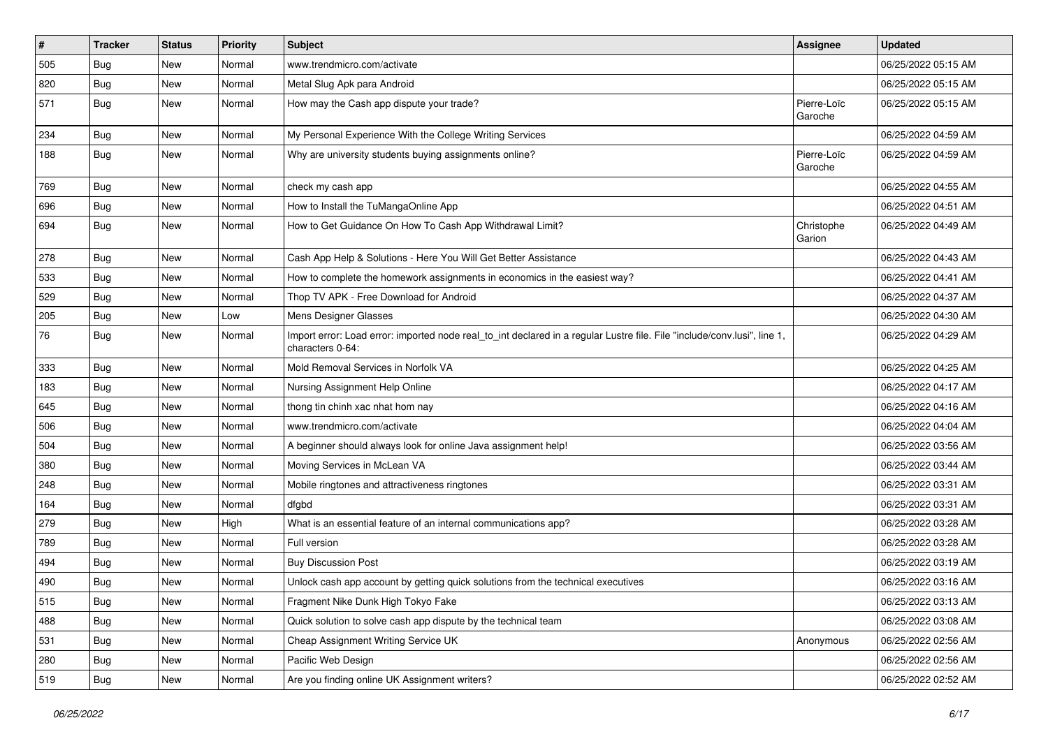| # | Tracker | Status | Priority | Subject | Assignee | Updated |
|---|---|---|---|---|---|---|
| 505 | Bug | New | Normal | www.trendmicro.com/activate | | 06/25/2022 05:15 AM |
| 820 | Bug | New | Normal | Metal Slug Apk para Android | | 06/25/2022 05:15 AM |
| 571 | Bug | New | Normal | How may the Cash app dispute your trade? | Pierre-Loïc Garoche | 06/25/2022 05:15 AM |
| 234 | Bug | New | Normal | My Personal Experience With the College Writing Services | | 06/25/2022 04:59 AM |
| 188 | Bug | New | Normal | Why are university students buying assignments online? | Pierre-Loïc Garoche | 06/25/2022 04:59 AM |
| 769 | Bug | New | Normal | check my cash app | | 06/25/2022 04:55 AM |
| 696 | Bug | New | Normal | How to Install the TuMangaOnline App | | 06/25/2022 04:51 AM |
| 694 | Bug | New | Normal | How to Get Guidance On How To Cash App Withdrawal Limit? | Christophe Garion | 06/25/2022 04:49 AM |
| 278 | Bug | New | Normal | Cash App Help & Solutions - Here You Will Get Better Assistance | | 06/25/2022 04:43 AM |
| 533 | Bug | New | Normal | How to complete the homework assignments in economics in the easiest way? | | 06/25/2022 04:41 AM |
| 529 | Bug | New | Normal | Thop TV APK - Free Download for Android | | 06/25/2022 04:37 AM |
| 205 | Bug | New | Low | Mens Designer Glasses | | 06/25/2022 04:30 AM |
| 76 | Bug | New | Normal | Import error: Load error: imported node real_to_int declared in a regular Lustre file. File "include/conv.lusi", line 1, characters 0-64: | | 06/25/2022 04:29 AM |
| 333 | Bug | New | Normal | Mold Removal Services in Norfolk VA | | 06/25/2022 04:25 AM |
| 183 | Bug | New | Normal | Nursing Assignment Help Online | | 06/25/2022 04:17 AM |
| 645 | Bug | New | Normal | thong tin chinh xac nhat hom nay | | 06/25/2022 04:16 AM |
| 506 | Bug | New | Normal | www.trendmicro.com/activate | | 06/25/2022 04:04 AM |
| 504 | Bug | New | Normal | A beginner should always look for online Java assignment help! | | 06/25/2022 03:56 AM |
| 380 | Bug | New | Normal | Moving Services in McLean VA | | 06/25/2022 03:44 AM |
| 248 | Bug | New | Normal | Mobile ringtones and attractiveness ringtones | | 06/25/2022 03:31 AM |
| 164 | Bug | New | Normal | dfgbd | | 06/25/2022 03:31 AM |
| 279 | Bug | New | High | What is an essential feature of an internal communications app? | | 06/25/2022 03:28 AM |
| 789 | Bug | New | Normal | Full version | | 06/25/2022 03:28 AM |
| 494 | Bug | New | Normal | Buy Discussion Post | | 06/25/2022 03:19 AM |
| 490 | Bug | New | Normal | Unlock cash app account by getting quick solutions from the technical executives | | 06/25/2022 03:16 AM |
| 515 | Bug | New | Normal | Fragment Nike Dunk High Tokyo Fake | | 06/25/2022 03:13 AM |
| 488 | Bug | New | Normal | Quick solution to solve cash app dispute by the technical team | | 06/25/2022 03:08 AM |
| 531 | Bug | New | Normal | Cheap Assignment Writing Service UK | Anonymous | 06/25/2022 02:56 AM |
| 280 | Bug | New | Normal | Pacific Web Design | | 06/25/2022 02:56 AM |
| 519 | Bug | New | Normal | Are you finding online UK Assignment writers? | | 06/25/2022 02:52 AM |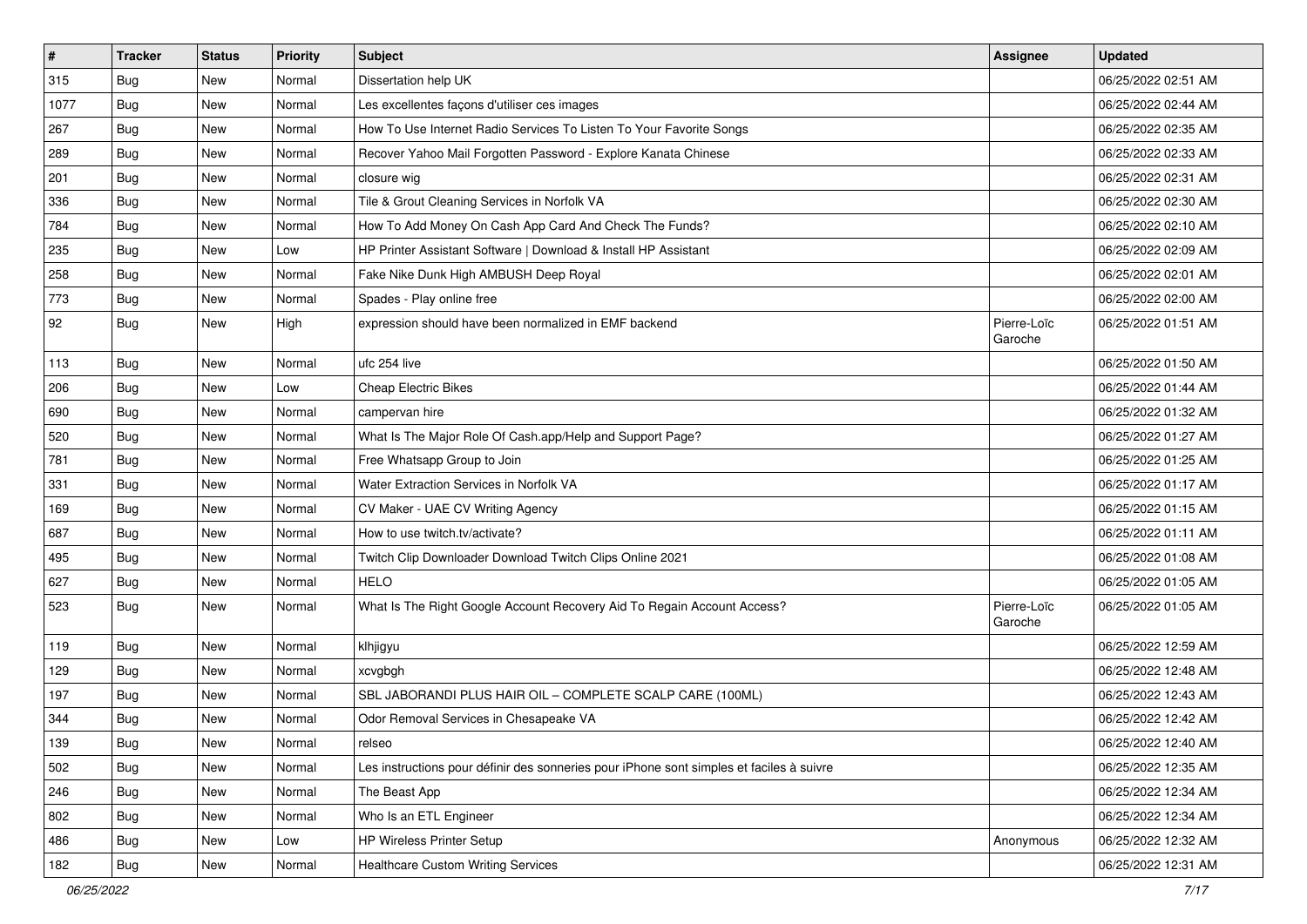| # | Tracker | Status | Priority | Subject | Assignee | Updated |
|---|---|---|---|---|---|---|
| 315 | Bug | New | Normal | Dissertation help UK | | 06/25/2022 02:51 AM |
| 1077 | Bug | New | Normal | Les excellentes façons d'utiliser ces images | | 06/25/2022 02:44 AM |
| 267 | Bug | New | Normal | How To Use Internet Radio Services To Listen To Your Favorite Songs | | 06/25/2022 02:35 AM |
| 289 | Bug | New | Normal | Recover Yahoo Mail Forgotten Password - Explore Kanata Chinese | | 06/25/2022 02:33 AM |
| 201 | Bug | New | Normal | closure wig | | 06/25/2022 02:31 AM |
| 336 | Bug | New | Normal | Tile & Grout Cleaning Services in Norfolk VA | | 06/25/2022 02:30 AM |
| 784 | Bug | New | Normal | How To Add Money On Cash App Card And Check The Funds? | | 06/25/2022 02:10 AM |
| 235 | Bug | New | Low | HP Printer Assistant Software \| Download & Install HP Assistant | | 06/25/2022 02:09 AM |
| 258 | Bug | New | Normal | Fake Nike Dunk High AMBUSH Deep Royal | | 06/25/2022 02:01 AM |
| 773 | Bug | New | Normal | Spades - Play online free | | 06/25/2022 02:00 AM |
| 92 | Bug | New | High | expression should have been normalized in EMF backend | Pierre-Loïc Garoche | 06/25/2022 01:51 AM |
| 113 | Bug | New | Normal | ufc 254 live | | 06/25/2022 01:50 AM |
| 206 | Bug | New | Low | Cheap Electric Bikes | | 06/25/2022 01:44 AM |
| 690 | Bug | New | Normal | campervan hire | | 06/25/2022 01:32 AM |
| 520 | Bug | New | Normal | What Is The Major Role Of Cash.app/Help and Support Page? | | 06/25/2022 01:27 AM |
| 781 | Bug | New | Normal | Free Whatsapp Group to Join | | 06/25/2022 01:25 AM |
| 331 | Bug | New | Normal | Water Extraction Services in Norfolk VA | | 06/25/2022 01:17 AM |
| 169 | Bug | New | Normal | CV Maker - UAE CV Writing Agency | | 06/25/2022 01:15 AM |
| 687 | Bug | New | Normal | How to use twitch.tv/activate? | | 06/25/2022 01:11 AM |
| 495 | Bug | New | Normal | Twitch Clip Downloader Download Twitch Clips Online 2021 | | 06/25/2022 01:08 AM |
| 627 | Bug | New | Normal | HELO | | 06/25/2022 01:05 AM |
| 523 | Bug | New | Normal | What Is The Right Google Account Recovery Aid To Regain Account Access? | Pierre-Loïc Garoche | 06/25/2022 01:05 AM |
| 119 | Bug | New | Normal | klhjigyu | | 06/25/2022 12:59 AM |
| 129 | Bug | New | Normal | xcvgbgh | | 06/25/2022 12:48 AM |
| 197 | Bug | New | Normal | SBL JABORANDI PLUS HAIR OIL – COMPLETE SCALP CARE (100ML) | | 06/25/2022 12:43 AM |
| 344 | Bug | New | Normal | Odor Removal Services in Chesapeake VA | | 06/25/2022 12:42 AM |
| 139 | Bug | New | Normal | relseo | | 06/25/2022 12:40 AM |
| 502 | Bug | New | Normal | Les instructions pour définir des sonneries pour iPhone sont simples et faciles à suivre | | 06/25/2022 12:35 AM |
| 246 | Bug | New | Normal | The Beast App | | 06/25/2022 12:34 AM |
| 802 | Bug | New | Normal | Who Is an ETL Engineer | | 06/25/2022 12:34 AM |
| 486 | Bug | New | Low | HP Wireless Printer Setup | Anonymous | 06/25/2022 12:32 AM |
| 182 | Bug | New | Normal | Healthcare Custom Writing Services | | 06/25/2022 12:31 AM |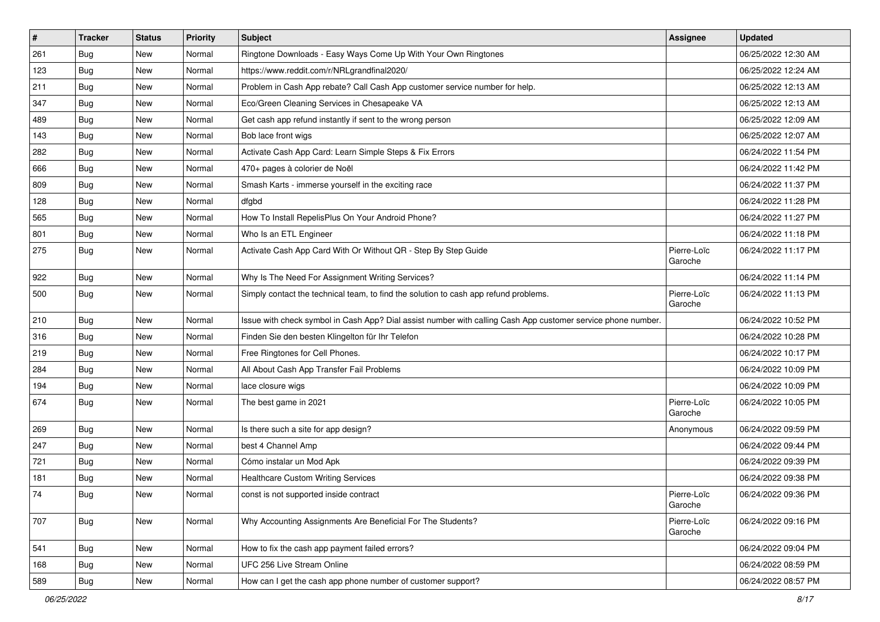| # | Tracker | Status | Priority | Subject | Assignee | Updated |
|---|---|---|---|---|---|---|
| 261 | Bug | New | Normal | Ringtone Downloads - Easy Ways Come Up With Your Own Ringtones | | 06/25/2022 12:30 AM |
| 123 | Bug | New | Normal | https://www.reddit.com/r/NRLgrandfinal2020/ | | 06/25/2022 12:24 AM |
| 211 | Bug | New | Normal | Problem in Cash App rebate? Call Cash App customer service number for help. | | 06/25/2022 12:13 AM |
| 347 | Bug | New | Normal | Eco/Green Cleaning Services in Chesapeake VA | | 06/25/2022 12:13 AM |
| 489 | Bug | New | Normal | Get cash app refund instantly if sent to the wrong person | | 06/25/2022 12:09 AM |
| 143 | Bug | New | Normal | Bob lace front wigs | | 06/25/2022 12:07 AM |
| 282 | Bug | New | Normal | Activate Cash App Card: Learn Simple Steps & Fix Errors | | 06/24/2022 11:54 PM |
| 666 | Bug | New | Normal | 470+ pages à colorier de Noël | | 06/24/2022 11:42 PM |
| 809 | Bug | New | Normal | Smash Karts - immerse yourself in the exciting race | | 06/24/2022 11:37 PM |
| 128 | Bug | New | Normal | dfgbd | | 06/24/2022 11:28 PM |
| 565 | Bug | New | Normal | How To Install RepelisPlus On Your Android Phone? | | 06/24/2022 11:27 PM |
| 801 | Bug | New | Normal | Who Is an ETL Engineer | | 06/24/2022 11:18 PM |
| 275 | Bug | New | Normal | Activate Cash App Card With Or Without QR - Step By Step Guide | Pierre-Loïc Garoche | 06/24/2022 11:17 PM |
| 922 | Bug | New | Normal | Why Is The Need For Assignment Writing Services? | | 06/24/2022 11:14 PM |
| 500 | Bug | New | Normal | Simply contact the technical team, to find the solution to cash app refund problems. | Pierre-Loïc Garoche | 06/24/2022 11:13 PM |
| 210 | Bug | New | Normal | Issue with check symbol in Cash App? Dial assist number with calling Cash App customer service phone number. | | 06/24/2022 10:52 PM |
| 316 | Bug | New | Normal | Finden Sie den besten Klingelton für Ihr Telefon | | 06/24/2022 10:28 PM |
| 219 | Bug | New | Normal | Free Ringtones for Cell Phones. | | 06/24/2022 10:17 PM |
| 284 | Bug | New | Normal | All About Cash App Transfer Fail Problems | | 06/24/2022 10:09 PM |
| 194 | Bug | New | Normal | lace closure wigs | | 06/24/2022 10:09 PM |
| 674 | Bug | New | Normal | The best game in 2021 | Pierre-Loïc Garoche | 06/24/2022 10:05 PM |
| 269 | Bug | New | Normal | Is there such a site for app design? | Anonymous | 06/24/2022 09:59 PM |
| 247 | Bug | New | Normal | best 4 Channel Amp | | 06/24/2022 09:44 PM |
| 721 | Bug | New | Normal | Cómo instalar un Mod Apk | | 06/24/2022 09:39 PM |
| 181 | Bug | New | Normal | Healthcare Custom Writing Services | | 06/24/2022 09:38 PM |
| 74 | Bug | New | Normal | const is not supported inside contract | Pierre-Loïc Garoche | 06/24/2022 09:36 PM |
| 707 | Bug | New | Normal | Why Accounting Assignments Are Beneficial For The Students? | Pierre-Loïc Garoche | 06/24/2022 09:16 PM |
| 541 | Bug | New | Normal | How to fix the cash app payment failed errors? | | 06/24/2022 09:04 PM |
| 168 | Bug | New | Normal | UFC 256 Live Stream Online | | 06/24/2022 08:59 PM |
| 589 | Bug | New | Normal | How can I get the cash app phone number of customer support? | | 06/24/2022 08:57 PM |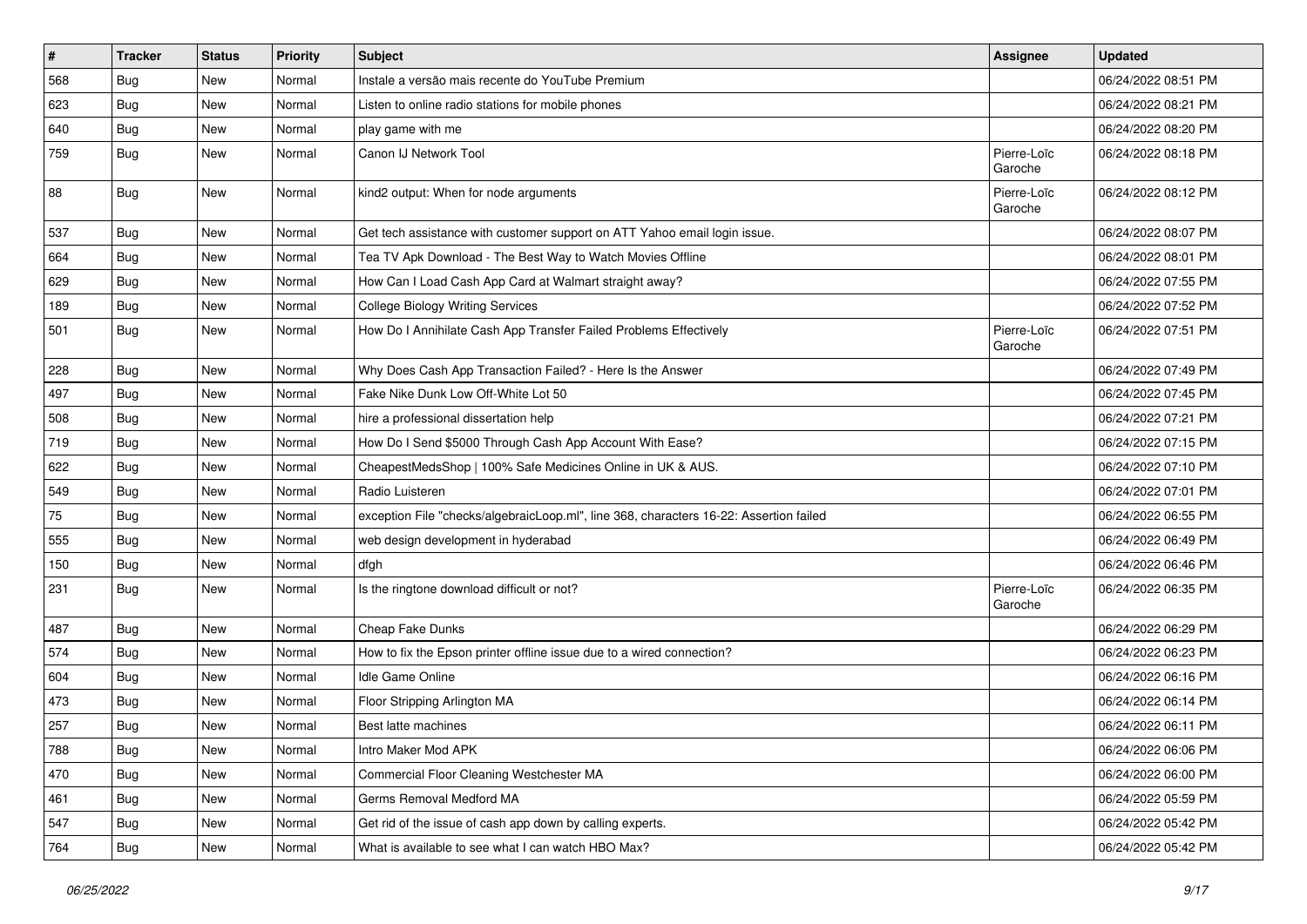| # | Tracker | Status | Priority | Subject | Assignee | Updated |
|---|---|---|---|---|---|---|
| 568 | Bug | New | Normal | Instale a versão mais recente do YouTube Premium | | 06/24/2022 08:51 PM |
| 623 | Bug | New | Normal | Listen to online radio stations for mobile phones | | 06/24/2022 08:21 PM |
| 640 | Bug | New | Normal | play game with me | | 06/24/2022 08:20 PM |
| 759 | Bug | New | Normal | Canon IJ Network Tool | Pierre-Loïc Garoche | 06/24/2022 08:18 PM |
| 88 | Bug | New | Normal | kind2 output: When for node arguments | Pierre-Loïc Garoche | 06/24/2022 08:12 PM |
| 537 | Bug | New | Normal | Get tech assistance with customer support on ATT Yahoo email login issue. | | 06/24/2022 08:07 PM |
| 664 | Bug | New | Normal | Tea TV Apk Download - The Best Way to Watch Movies Offline | | 06/24/2022 08:01 PM |
| 629 | Bug | New | Normal | How Can I Load Cash App Card at Walmart straight away? | | 06/24/2022 07:55 PM |
| 189 | Bug | New | Normal | College Biology Writing Services | | 06/24/2022 07:52 PM |
| 501 | Bug | New | Normal | How Do I Annihilate Cash App Transfer Failed Problems Effectively | Pierre-Loïc Garoche | 06/24/2022 07:51 PM |
| 228 | Bug | New | Normal | Why Does Cash App Transaction Failed? - Here Is the Answer | | 06/24/2022 07:49 PM |
| 497 | Bug | New | Normal | Fake Nike Dunk Low Off-White Lot 50 | | 06/24/2022 07:45 PM |
| 508 | Bug | New | Normal | hire a professional dissertation help | | 06/24/2022 07:21 PM |
| 719 | Bug | New | Normal | How Do I Send $5000 Through Cash App Account With Ease? | | 06/24/2022 07:15 PM |
| 622 | Bug | New | Normal | CheapestMedsShop \| 100% Safe Medicines Online in UK & AUS. | | 06/24/2022 07:10 PM |
| 549 | Bug | New | Normal | Radio Luisteren | | 06/24/2022 07:01 PM |
| 75 | Bug | New | Normal | exception File "checks/algebraicLoop.ml", line 368, characters 16-22: Assertion failed | | 06/24/2022 06:55 PM |
| 555 | Bug | New | Normal | web design development in hyderabad | | 06/24/2022 06:49 PM |
| 150 | Bug | New | Normal | dfgh | | 06/24/2022 06:46 PM |
| 231 | Bug | New | Normal | Is the ringtone download difficult or not? | Pierre-Loïc Garoche | 06/24/2022 06:35 PM |
| 487 | Bug | New | Normal | Cheap Fake Dunks | | 06/24/2022 06:29 PM |
| 574 | Bug | New | Normal | How to fix the Epson printer offline issue due to a wired connection? | | 06/24/2022 06:23 PM |
| 604 | Bug | New | Normal | Idle Game Online | | 06/24/2022 06:16 PM |
| 473 | Bug | New | Normal | Floor Stripping Arlington MA | | 06/24/2022 06:14 PM |
| 257 | Bug | New | Normal | Best latte machines | | 06/24/2022 06:11 PM |
| 788 | Bug | New | Normal | Intro Maker Mod APK | | 06/24/2022 06:06 PM |
| 470 | Bug | New | Normal | Commercial Floor Cleaning Westchester MA | | 06/24/2022 06:00 PM |
| 461 | Bug | New | Normal | Germs Removal Medford MA | | 06/24/2022 05:59 PM |
| 547 | Bug | New | Normal | Get rid of the issue of cash app down by calling experts. | | 06/24/2022 05:42 PM |
| 764 | Bug | New | Normal | What is available to see what I can watch HBO Max? | | 06/24/2022 05:42 PM |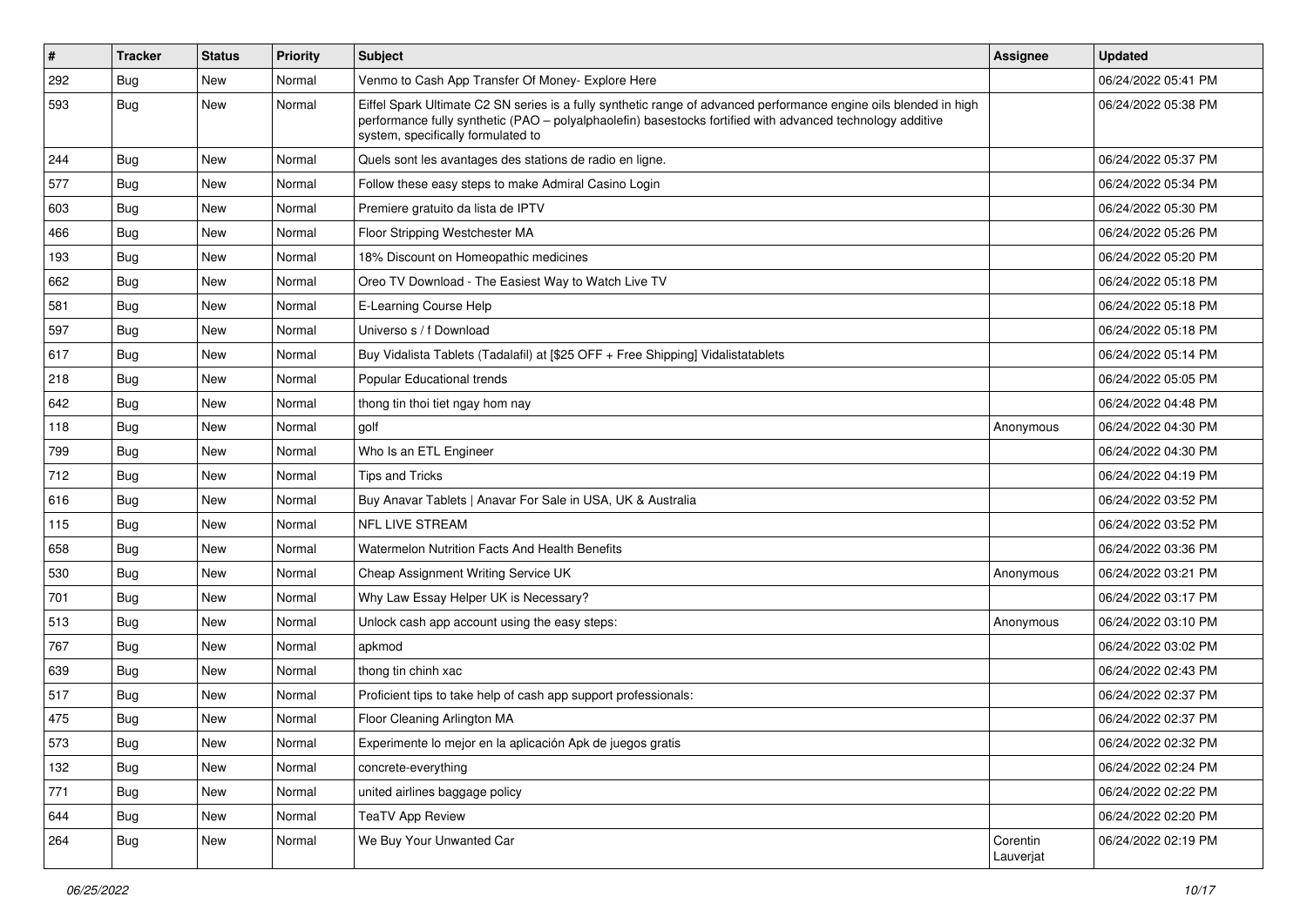| # | Tracker | Status | Priority | Subject | Assignee | Updated |
|---|---|---|---|---|---|---|
| 292 | Bug | New | Normal | Venmo to Cash App Transfer Of Money- Explore Here | | 06/24/2022 05:41 PM |
| 593 | Bug | New | Normal | Eiffel Spark Ultimate C2 SN series is a fully synthetic range of advanced performance engine oils blended in high performance fully synthetic (PAO – polyalphaolefin) basestocks fortified with advanced technology additive system, specifically formulated to | | 06/24/2022 05:38 PM |
| 244 | Bug | New | Normal | Quels sont les avantages des stations de radio en ligne. | | 06/24/2022 05:37 PM |
| 577 | Bug | New | Normal | Follow these easy steps to make Admiral Casino Login | | 06/24/2022 05:34 PM |
| 603 | Bug | New | Normal | Premiere gratuito da lista de IPTV | | 06/24/2022 05:30 PM |
| 466 | Bug | New | Normal | Floor Stripping Westchester MA | | 06/24/2022 05:26 PM |
| 193 | Bug | New | Normal | 18% Discount on Homeopathic medicines | | 06/24/2022 05:20 PM |
| 662 | Bug | New | Normal | Oreo TV Download - The Easiest Way to Watch Live TV | | 06/24/2022 05:18 PM |
| 581 | Bug | New | Normal | E-Learning Course Help | | 06/24/2022 05:18 PM |
| 597 | Bug | New | Normal | Universo s / f Download | | 06/24/2022 05:18 PM |
| 617 | Bug | New | Normal | Buy Vidalista Tablets (Tadalafil) at [$25 OFF + Free Shipping] Vidalistatablets | | 06/24/2022 05:14 PM |
| 218 | Bug | New | Normal | Popular Educational trends | | 06/24/2022 05:05 PM |
| 642 | Bug | New | Normal | thong tin thoi tiet ngay hom nay | | 06/24/2022 04:48 PM |
| 118 | Bug | New | Normal | golf | Anonymous | 06/24/2022 04:30 PM |
| 799 | Bug | New | Normal | Who Is an ETL Engineer | | 06/24/2022 04:30 PM |
| 712 | Bug | New | Normal | Tips and Tricks | | 06/24/2022 04:19 PM |
| 616 | Bug | New | Normal | Buy Anavar Tablets \| Anavar For Sale in USA, UK & Australia | | 06/24/2022 03:52 PM |
| 115 | Bug | New | Normal | NFL LIVE STREAM | | 06/24/2022 03:52 PM |
| 658 | Bug | New | Normal | Watermelon Nutrition Facts And Health Benefits | | 06/24/2022 03:36 PM |
| 530 | Bug | New | Normal | Cheap Assignment Writing Service UK | Anonymous | 06/24/2022 03:21 PM |
| 701 | Bug | New | Normal | Why Law Essay Helper UK is Necessary? | | 06/24/2022 03:17 PM |
| 513 | Bug | New | Normal | Unlock cash app account using the easy steps: | Anonymous | 06/24/2022 03:10 PM |
| 767 | Bug | New | Normal | apkmod | | 06/24/2022 03:02 PM |
| 639 | Bug | New | Normal | thong tin chinh xac | | 06/24/2022 02:43 PM |
| 517 | Bug | New | Normal | Proficient tips to take help of cash app support professionals: | | 06/24/2022 02:37 PM |
| 475 | Bug | New | Normal | Floor Cleaning Arlington MA | | 06/24/2022 02:37 PM |
| 573 | Bug | New | Normal | Experimente lo mejor en la aplicación Apk de juegos gratis | | 06/24/2022 02:32 PM |
| 132 | Bug | New | Normal | concrete-everything | | 06/24/2022 02:24 PM |
| 771 | Bug | New | Normal | united airlines baggage policy | | 06/24/2022 02:22 PM |
| 644 | Bug | New | Normal | TeaTV App Review | | 06/24/2022 02:20 PM |
| 264 | Bug | New | Normal | We Buy Your Unwanted Car | Corentin Lauverjat | 06/24/2022 02:19 PM |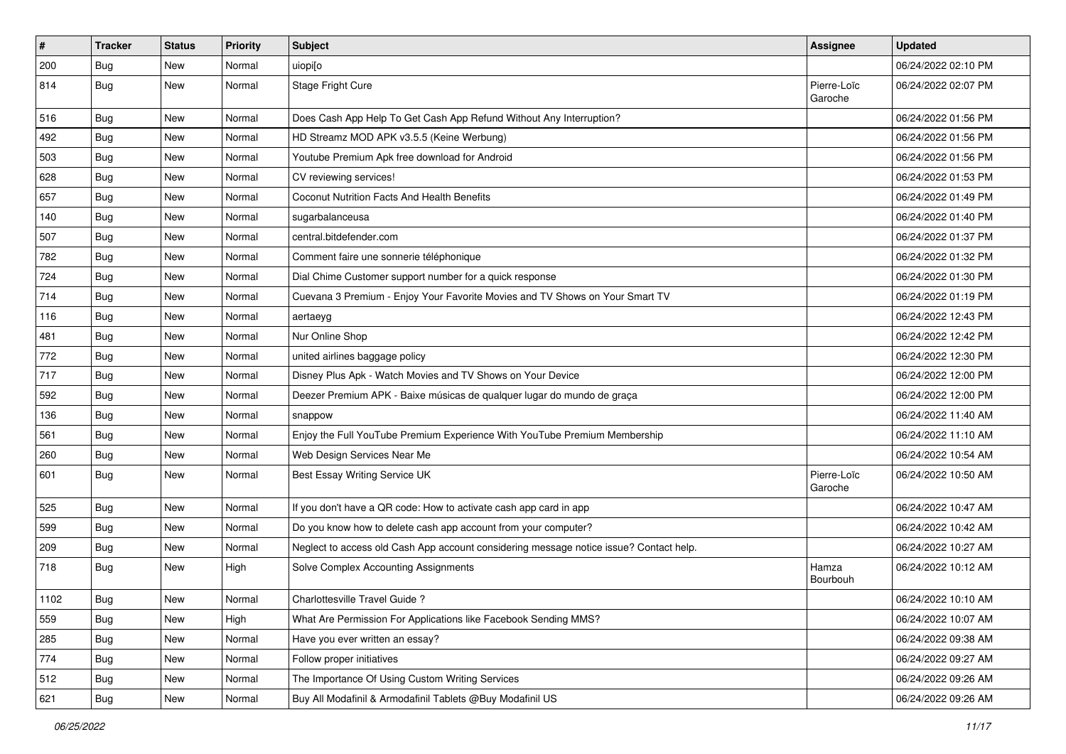| # | Tracker | Status | Priority | Subject | Assignee | Updated |
|---|---|---|---|---|---|---|
| 200 | Bug | New | Normal | uiopi[o | | 06/24/2022 02:10 PM |
| 814 | Bug | New | Normal | Stage Fright Cure | Pierre-Loïc Garoche | 06/24/2022 02:07 PM |
| 516 | Bug | New | Normal | Does Cash App Help To Get Cash App Refund Without Any Interruption? | | 06/24/2022 01:56 PM |
| 492 | Bug | New | Normal | HD Streamz MOD APK v3.5.5 (Keine Werbung) | | 06/24/2022 01:56 PM |
| 503 | Bug | New | Normal | Youtube Premium Apk free download for Android | | 06/24/2022 01:56 PM |
| 628 | Bug | New | Normal | CV reviewing services! | | 06/24/2022 01:53 PM |
| 657 | Bug | New | Normal | Coconut Nutrition Facts And Health Benefits | | 06/24/2022 01:49 PM |
| 140 | Bug | New | Normal | sugarbalanceusa | | 06/24/2022 01:40 PM |
| 507 | Bug | New | Normal | central.bitdefender.com | | 06/24/2022 01:37 PM |
| 782 | Bug | New | Normal | Comment faire une sonnerie téléphonique | | 06/24/2022 01:32 PM |
| 724 | Bug | New | Normal | Dial Chime Customer support number for a quick response | | 06/24/2022 01:30 PM |
| 714 | Bug | New | Normal | Cuevana 3 Premium - Enjoy Your Favorite Movies and TV Shows on Your Smart TV | | 06/24/2022 01:19 PM |
| 116 | Bug | New | Normal | aertaeyg | | 06/24/2022 12:43 PM |
| 481 | Bug | New | Normal | Nur Online Shop | | 06/24/2022 12:42 PM |
| 772 | Bug | New | Normal | united airlines baggage policy | | 06/24/2022 12:30 PM |
| 717 | Bug | New | Normal | Disney Plus Apk - Watch Movies and TV Shows on Your Device | | 06/24/2022 12:00 PM |
| 592 | Bug | New | Normal | Deezer Premium APK - Baixe músicas de qualquer lugar do mundo de graça | | 06/24/2022 12:00 PM |
| 136 | Bug | New | Normal | snappow | | 06/24/2022 11:40 AM |
| 561 | Bug | New | Normal | Enjoy the Full YouTube Premium Experience With YouTube Premium Membership | | 06/24/2022 11:10 AM |
| 260 | Bug | New | Normal | Web Design Services Near Me | | 06/24/2022 10:54 AM |
| 601 | Bug | New | Normal | Best Essay Writing Service UK | Pierre-Loïc Garoche | 06/24/2022 10:50 AM |
| 525 | Bug | New | Normal | If you don't have a QR code: How to activate cash app card in app | | 06/24/2022 10:47 AM |
| 599 | Bug | New | Normal | Do you know how to delete cash app account from your computer? | | 06/24/2022 10:42 AM |
| 209 | Bug | New | Normal | Neglect to access old Cash App account considering message notice issue? Contact help. | | 06/24/2022 10:27 AM |
| 718 | Bug | New | High | Solve Complex Accounting Assignments | Hamza Bourbouh | 06/24/2022 10:12 AM |
| 1102 | Bug | New | Normal | Charlottesville Travel Guide ? | | 06/24/2022 10:10 AM |
| 559 | Bug | New | High | What Are Permission For Applications like Facebook Sending MMS? | | 06/24/2022 10:07 AM |
| 285 | Bug | New | Normal | Have you ever written an essay? | | 06/24/2022 09:38 AM |
| 774 | Bug | New | Normal | Follow proper initiatives | | 06/24/2022 09:27 AM |
| 512 | Bug | New | Normal | The Importance Of Using Custom Writing Services | | 06/24/2022 09:26 AM |
| 621 | Bug | New | Normal | Buy All Modafinil & Armodafinil Tablets @Buy Modafinil US | | 06/24/2022 09:26 AM |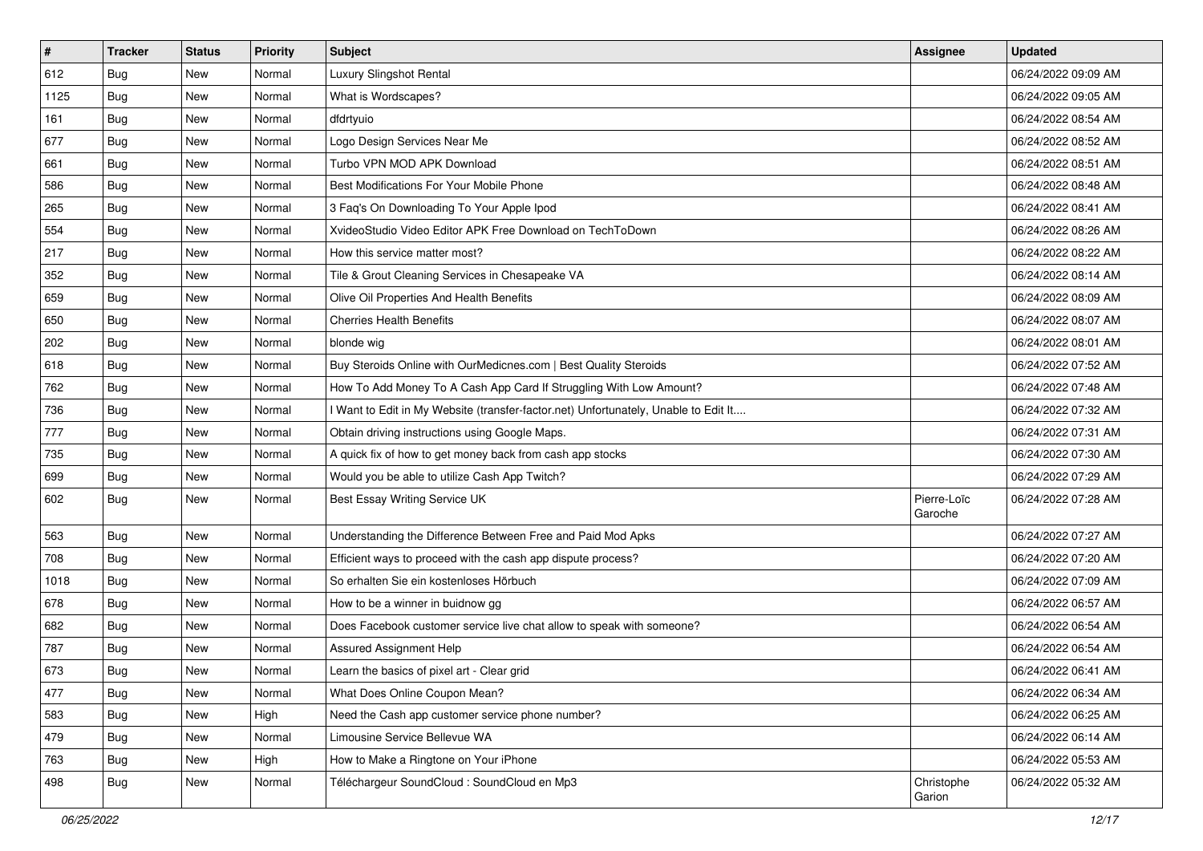| # | Tracker | Status | Priority | Subject | Assignee | Updated |
|---|---|---|---|---|---|---|
| 612 | Bug | New | Normal | Luxury Slingshot Rental | | 06/24/2022 09:09 AM |
| 1125 | Bug | New | Normal | What is Wordscapes? | | 06/24/2022 09:05 AM |
| 161 | Bug | New | Normal | dfdrtyuio | | 06/24/2022 08:54 AM |
| 677 | Bug | New | Normal | Logo Design Services Near Me | | 06/24/2022 08:52 AM |
| 661 | Bug | New | Normal | Turbo VPN MOD APK Download | | 06/24/2022 08:51 AM |
| 586 | Bug | New | Normal | Best Modifications For Your Mobile Phone | | 06/24/2022 08:48 AM |
| 265 | Bug | New | Normal | 3 Faq's On Downloading To Your Apple Ipod | | 06/24/2022 08:41 AM |
| 554 | Bug | New | Normal | XvideoStudio Video Editor APK Free Download on TechToDown | | 06/24/2022 08:26 AM |
| 217 | Bug | New | Normal | How this service matter most? | | 06/24/2022 08:22 AM |
| 352 | Bug | New | Normal | Tile & Grout Cleaning Services in Chesapeake VA | | 06/24/2022 08:14 AM |
| 659 | Bug | New | Normal | Olive Oil Properties And Health Benefits | | 06/24/2022 08:09 AM |
| 650 | Bug | New | Normal | Cherries Health Benefits | | 06/24/2022 08:07 AM |
| 202 | Bug | New | Normal | blonde wig | | 06/24/2022 08:01 AM |
| 618 | Bug | New | Normal | Buy Steroids Online with OurMedicnes.com \| Best Quality Steroids | | 06/24/2022 07:52 AM |
| 762 | Bug | New | Normal | How To Add Money To A Cash App Card If Struggling With Low Amount? | | 06/24/2022 07:48 AM |
| 736 | Bug | New | Normal | I Want to Edit in My Website (transfer-factor.net) Unfortunately, Unable to Edit It.... | | 06/24/2022 07:32 AM |
| 777 | Bug | New | Normal | Obtain driving instructions using Google Maps. | | 06/24/2022 07:31 AM |
| 735 | Bug | New | Normal | A quick fix of how to get money back from cash app stocks | | 06/24/2022 07:30 AM |
| 699 | Bug | New | Normal | Would you be able to utilize Cash App Twitch? | | 06/24/2022 07:29 AM |
| 602 | Bug | New | Normal | Best Essay Writing Service UK | Pierre-Loïc Garoche | 06/24/2022 07:28 AM |
| 563 | Bug | New | Normal | Understanding the Difference Between Free and Paid Mod Apks | | 06/24/2022 07:27 AM |
| 708 | Bug | New | Normal | Efficient ways to proceed with the cash app dispute process? | | 06/24/2022 07:20 AM |
| 1018 | Bug | New | Normal | So erhalten Sie ein kostenloses Hörbuch | | 06/24/2022 07:09 AM |
| 678 | Bug | New | Normal | How to be a winner in buidnow gg | | 06/24/2022 06:57 AM |
| 682 | Bug | New | Normal | Does Facebook customer service live chat allow to speak with someone? | | 06/24/2022 06:54 AM |
| 787 | Bug | New | Normal | Assured Assignment Help | | 06/24/2022 06:54 AM |
| 673 | Bug | New | Normal | Learn the basics of pixel art - Clear grid | | 06/24/2022 06:41 AM |
| 477 | Bug | New | Normal | What Does Online Coupon Mean? | | 06/24/2022 06:34 AM |
| 583 | Bug | New | High | Need the Cash app customer service phone number? | | 06/24/2022 06:25 AM |
| 479 | Bug | New | Normal | Limousine Service Bellevue WA | | 06/24/2022 06:14 AM |
| 763 | Bug | New | High | How to Make a Ringtone on Your iPhone | | 06/24/2022 05:53 AM |
| 498 | Bug | New | Normal | Téléchargeur SoundCloud : SoundCloud en Mp3 | Christophe Garion | 06/24/2022 05:32 AM |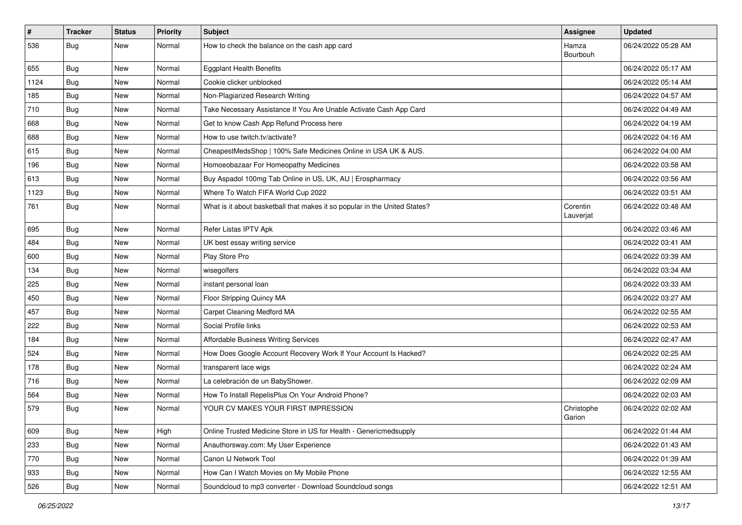| # | Tracker | Status | Priority | Subject | Assignee | Updated |
|---|---|---|---|---|---|---|
| 536 | Bug | New | Normal | How to check the balance on the cash app card | Hamza Bourbouh | 06/24/2022 05:28 AM |
| 655 | Bug | New | Normal | Eggplant Health Benefits | | 06/24/2022 05:17 AM |
| 1124 | Bug | New | Normal | Cookie clicker unblocked | | 06/24/2022 05:14 AM |
| 185 | Bug | New | Normal | Non-Plagiarized Research Writing | | 06/24/2022 04:57 AM |
| 710 | Bug | New | Normal | Take Necessary Assistance If You Are Unable Activate Cash App Card | | 06/24/2022 04:49 AM |
| 668 | Bug | New | Normal | Get to know Cash App Refund Process here | | 06/24/2022 04:19 AM |
| 688 | Bug | New | Normal | How to use twitch.tv/activate? | | 06/24/2022 04:16 AM |
| 615 | Bug | New | Normal | CheapestMedsShop \| 100% Safe Medicines Online in USA UK & AUS. | | 06/24/2022 04:00 AM |
| 196 | Bug | New | Normal | Homoeobazaar For Homeopathy Medicines | | 06/24/2022 03:58 AM |
| 613 | Bug | New | Normal | Buy Aspadol 100mg Tab Online in US, UK, AU \| Erospharmacy | | 06/24/2022 03:56 AM |
| 1123 | Bug | New | Normal | Where To Watch FIFA World Cup 2022 | | 06/24/2022 03:51 AM |
| 761 | Bug | New | Normal | What is it about basketball that makes it so popular in the United States? | Corentin Lauverjat | 06/24/2022 03:48 AM |
| 695 | Bug | New | Normal | Refer Listas IPTV Apk | | 06/24/2022 03:46 AM |
| 484 | Bug | New | Normal | UK best essay writing service | | 06/24/2022 03:41 AM |
| 600 | Bug | New | Normal | Play Store Pro | | 06/24/2022 03:39 AM |
| 134 | Bug | New | Normal | wisegolfers | | 06/24/2022 03:34 AM |
| 225 | Bug | New | Normal | instant personal loan | | 06/24/2022 03:33 AM |
| 450 | Bug | New | Normal | Floor Stripping Quincy MA | | 06/24/2022 03:27 AM |
| 457 | Bug | New | Normal | Carpet Cleaning Medford MA | | 06/24/2022 02:55 AM |
| 222 | Bug | New | Normal | Social Profile links | | 06/24/2022 02:53 AM |
| 184 | Bug | New | Normal | Affordable Business Writing Services | | 06/24/2022 02:47 AM |
| 524 | Bug | New | Normal | How Does Google Account Recovery Work If Your Account Is Hacked? | | 06/24/2022 02:25 AM |
| 178 | Bug | New | Normal | transparent lace wigs | | 06/24/2022 02:24 AM |
| 716 | Bug | New | Normal | La celebración de un BabyShower. | | 06/24/2022 02:09 AM |
| 564 | Bug | New | Normal | How To Install RepelisPlus On Your Android Phone? | | 06/24/2022 02:03 AM |
| 579 | Bug | New | Normal | YOUR CV MAKES YOUR FIRST IMPRESSION | Christophe Garion | 06/24/2022 02:02 AM |
| 609 | Bug | New | High | Online Trusted Medicine Store in US for Health - Genericmedsupply | | 06/24/2022 01:44 AM |
| 233 | Bug | New | Normal | Anauthorsway.com: My User Experience | | 06/24/2022 01:43 AM |
| 770 | Bug | New | Normal | Canon IJ Network Tool | | 06/24/2022 01:39 AM |
| 933 | Bug | New | Normal | How Can I Watch Movies on My Mobile Phone | | 06/24/2022 12:55 AM |
| 526 | Bug | New | Normal | Soundcloud to mp3 converter - Download Soundcloud songs | | 06/24/2022 12:51 AM |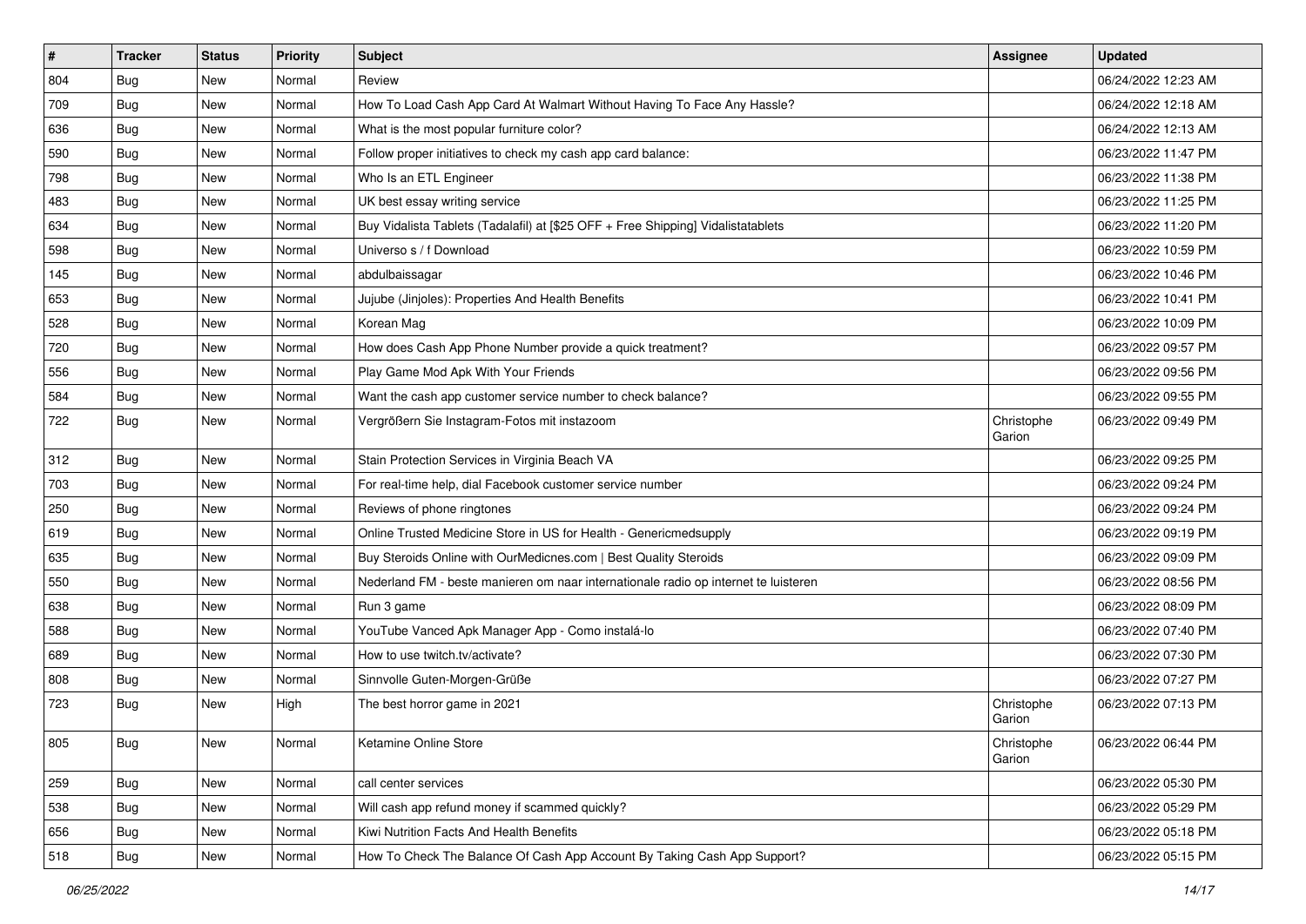| # | Tracker | Status | Priority | Subject | Assignee | Updated |
|---|---|---|---|---|---|---|
| 804 | Bug | New | Normal | Review | | 06/24/2022 12:23 AM |
| 709 | Bug | New | Normal | How To Load Cash App Card At Walmart Without Having To Face Any Hassle? | | 06/24/2022 12:18 AM |
| 636 | Bug | New | Normal | What is the most popular furniture color? | | 06/24/2022 12:13 AM |
| 590 | Bug | New | Normal | Follow proper initiatives to check my cash app card balance: | | 06/23/2022 11:47 PM |
| 798 | Bug | New | Normal | Who Is an ETL Engineer | | 06/23/2022 11:38 PM |
| 483 | Bug | New | Normal | UK best essay writing service | | 06/23/2022 11:25 PM |
| 634 | Bug | New | Normal | Buy Vidalista Tablets (Tadalafil) at [$25 OFF + Free Shipping] Vidalistatablets | | 06/23/2022 11:20 PM |
| 598 | Bug | New | Normal | Universo s / f Download | | 06/23/2022 10:59 PM |
| 145 | Bug | New | Normal | abdulbaissagar | | 06/23/2022 10:46 PM |
| 653 | Bug | New | Normal | Jujube (Jinjoles): Properties And Health Benefits | | 06/23/2022 10:41 PM |
| 528 | Bug | New | Normal | Korean Mag | | 06/23/2022 10:09 PM |
| 720 | Bug | New | Normal | How does Cash App Phone Number provide a quick treatment? | | 06/23/2022 09:57 PM |
| 556 | Bug | New | Normal | Play Game Mod Apk With Your Friends | | 06/23/2022 09:56 PM |
| 584 | Bug | New | Normal | Want the cash app customer service number to check balance? | | 06/23/2022 09:55 PM |
| 722 | Bug | New | Normal | Vergrößern Sie Instagram-Fotos mit instazoom | Christophe Garion | 06/23/2022 09:49 PM |
| 312 | Bug | New | Normal | Stain Protection Services in Virginia Beach VA | | 06/23/2022 09:25 PM |
| 703 | Bug | New | Normal | For real-time help, dial Facebook customer service number | | 06/23/2022 09:24 PM |
| 250 | Bug | New | Normal | Reviews of phone ringtones | | 06/23/2022 09:24 PM |
| 619 | Bug | New | Normal | Online Trusted Medicine Store in US for Health - Genericmedsupply | | 06/23/2022 09:19 PM |
| 635 | Bug | New | Normal | Buy Steroids Online with OurMedicnes.com \| Best Quality Steroids | | 06/23/2022 09:09 PM |
| 550 | Bug | New | Normal | Nederland FM - beste manieren om naar internationale radio op internet te luisteren | | 06/23/2022 08:56 PM |
| 638 | Bug | New | Normal | Run 3 game | | 06/23/2022 08:09 PM |
| 588 | Bug | New | Normal | YouTube Vanced Apk Manager App - Como instalá-lo | | 06/23/2022 07:40 PM |
| 689 | Bug | New | Normal | How to use twitch.tv/activate? | | 06/23/2022 07:30 PM |
| 808 | Bug | New | Normal | Sinnvolle Guten-Morgen-Grüße | | 06/23/2022 07:27 PM |
| 723 | Bug | New | High | The best horror game in 2021 | Christophe Garion | 06/23/2022 07:13 PM |
| 805 | Bug | New | Normal | Ketamine Online Store | Christophe Garion | 06/23/2022 06:44 PM |
| 259 | Bug | New | Normal | call center services | | 06/23/2022 05:30 PM |
| 538 | Bug | New | Normal | Will cash app refund money if scammed quickly? | | 06/23/2022 05:29 PM |
| 656 | Bug | New | Normal | Kiwi Nutrition Facts And Health Benefits | | 06/23/2022 05:18 PM |
| 518 | Bug | New | Normal | How To Check The Balance Of Cash App Account By Taking Cash App Support? | | 06/23/2022 05:15 PM |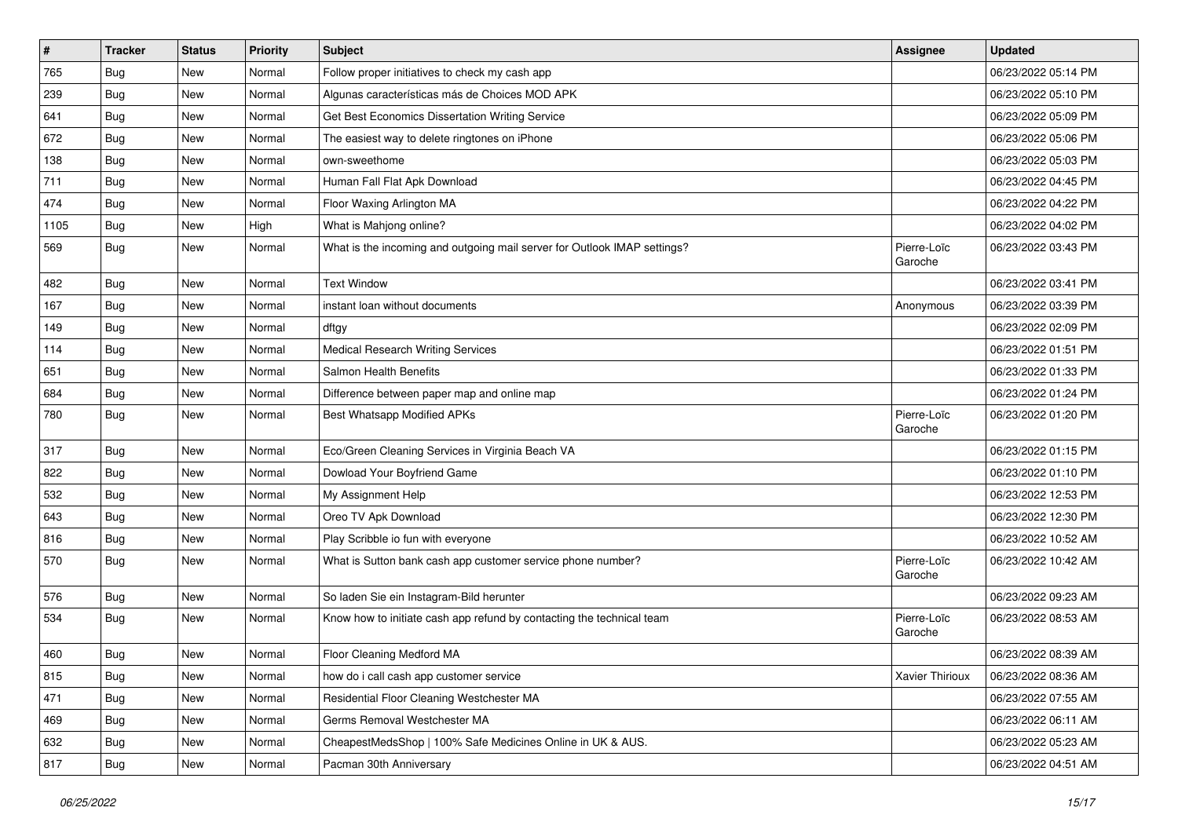| # | Tracker | Status | Priority | Subject | Assignee | Updated |
|---|---|---|---|---|---|---|
| 765 | Bug | New | Normal | Follow proper initiatives to check my cash app | | 06/23/2022 05:14 PM |
| 239 | Bug | New | Normal | Algunas características más de Choices MOD APK | | 06/23/2022 05:10 PM |
| 641 | Bug | New | Normal | Get Best Economics Dissertation Writing Service | | 06/23/2022 05:09 PM |
| 672 | Bug | New | Normal | The easiest way to delete ringtones on iPhone | | 06/23/2022 05:06 PM |
| 138 | Bug | New | Normal | own-sweethome | | 06/23/2022 05:03 PM |
| 711 | Bug | New | Normal | Human Fall Flat Apk Download | | 06/23/2022 04:45 PM |
| 474 | Bug | New | Normal | Floor Waxing Arlington MA | | 06/23/2022 04:22 PM |
| 1105 | Bug | New | High | What is Mahjong online? | | 06/23/2022 04:02 PM |
| 569 | Bug | New | Normal | What is the incoming and outgoing mail server for Outlook IMAP settings? | Pierre-Loïc Garoche | 06/23/2022 03:43 PM |
| 482 | Bug | New | Normal | Text Window | | 06/23/2022 03:41 PM |
| 167 | Bug | New | Normal | instant loan without documents | Anonymous | 06/23/2022 03:39 PM |
| 149 | Bug | New | Normal | dftgy | | 06/23/2022 02:09 PM |
| 114 | Bug | New | Normal | Medical Research Writing Services | | 06/23/2022 01:51 PM |
| 651 | Bug | New | Normal | Salmon Health Benefits | | 06/23/2022 01:33 PM |
| 684 | Bug | New | Normal | Difference between paper map and online map | | 06/23/2022 01:24 PM |
| 780 | Bug | New | Normal | Best Whatsapp Modified APKs | Pierre-Loïc Garoche | 06/23/2022 01:20 PM |
| 317 | Bug | New | Normal | Eco/Green Cleaning Services in Virginia Beach VA | | 06/23/2022 01:15 PM |
| 822 | Bug | New | Normal | Dowload Your Boyfriend Game | | 06/23/2022 01:10 PM |
| 532 | Bug | New | Normal | My Assignment Help | | 06/23/2022 12:53 PM |
| 643 | Bug | New | Normal | Oreo TV Apk Download | | 06/23/2022 12:30 PM |
| 816 | Bug | New | Normal | Play Scribble io fun with everyone | | 06/23/2022 10:52 AM |
| 570 | Bug | New | Normal | What is Sutton bank cash app customer service phone number? | Pierre-Loïc Garoche | 06/23/2022 10:42 AM |
| 576 | Bug | New | Normal | So laden Sie ein Instagram-Bild herunter | | 06/23/2022 09:23 AM |
| 534 | Bug | New | Normal | Know how to initiate cash app refund by contacting the technical team | Pierre-Loïc Garoche | 06/23/2022 08:53 AM |
| 460 | Bug | New | Normal | Floor Cleaning Medford MA | | 06/23/2022 08:39 AM |
| 815 | Bug | New | Normal | how do i call cash app customer service | Xavier Thirioux | 06/23/2022 08:36 AM |
| 471 | Bug | New | Normal | Residential Floor Cleaning Westchester MA | | 06/23/2022 07:55 AM |
| 469 | Bug | New | Normal | Germs Removal Westchester MA | | 06/23/2022 06:11 AM |
| 632 | Bug | New | Normal | CheapestMedsShop \| 100% Safe Medicines Online in UK & AUS. | | 06/23/2022 05:23 AM |
| 817 | Bug | New | Normal | Pacman 30th Anniversary | | 06/23/2022 04:51 AM |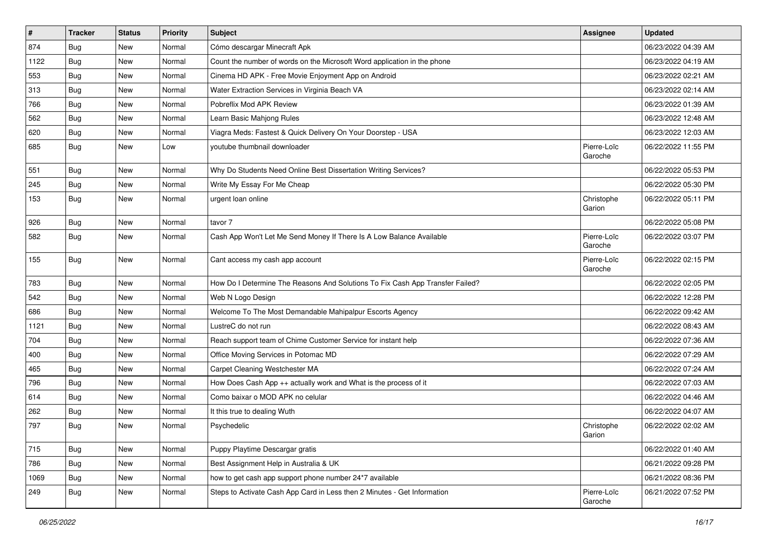| # | Tracker | Status | Priority | Subject | Assignee | Updated |
|---|---|---|---|---|---|---|
| 874 | Bug | New | Normal | Cómo descargar Minecraft Apk | | 06/23/2022 04:39 AM |
| 1122 | Bug | New | Normal | Count the number of words on the Microsoft Word application in the phone | | 06/23/2022 04:19 AM |
| 553 | Bug | New | Normal | Cinema HD APK - Free Movie Enjoyment App on Android | | 06/23/2022 02:21 AM |
| 313 | Bug | New | Normal | Water Extraction Services in Virginia Beach VA | | 06/23/2022 02:14 AM |
| 766 | Bug | New | Normal | Pobreflix Mod APK Review | | 06/23/2022 01:39 AM |
| 562 | Bug | New | Normal | Learn Basic Mahjong Rules | | 06/23/2022 12:48 AM |
| 620 | Bug | New | Normal | Viagra Meds: Fastest & Quick Delivery On Your Doorstep - USA | | 06/23/2022 12:03 AM |
| 685 | Bug | New | Low | youtube thumbnail downloader | Pierre-Loïc Garoche | 06/22/2022 11:55 PM |
| 551 | Bug | New | Normal | Why Do Students Need Online Best Dissertation Writing Services? | | 06/22/2022 05:53 PM |
| 245 | Bug | New | Normal | Write My Essay For Me Cheap | | 06/22/2022 05:30 PM |
| 153 | Bug | New | Normal | urgent loan online | Christophe Garion | 06/22/2022 05:11 PM |
| 926 | Bug | New | Normal | tavor 7 | | 06/22/2022 05:08 PM |
| 582 | Bug | New | Normal | Cash App Won't Let Me Send Money If There Is A Low Balance Available | Pierre-Loïc Garoche | 06/22/2022 03:07 PM |
| 155 | Bug | New | Normal | Cant access my cash app account | Pierre-Loïc Garoche | 06/22/2022 02:15 PM |
| 783 | Bug | New | Normal | How Do I Determine The Reasons And Solutions To Fix Cash App Transfer Failed? | | 06/22/2022 02:05 PM |
| 542 | Bug | New | Normal | Web N Logo Design | | 06/22/2022 12:28 PM |
| 686 | Bug | New | Normal | Welcome To The Most Demandable Mahipalpur Escorts Agency | | 06/22/2022 09:42 AM |
| 1121 | Bug | New | Normal | LustreC do not run | | 06/22/2022 08:43 AM |
| 704 | Bug | New | Normal | Reach support team of Chime Customer Service for instant help | | 06/22/2022 07:36 AM |
| 400 | Bug | New | Normal | Office Moving Services in Potomac MD | | 06/22/2022 07:29 AM |
| 465 | Bug | New | Normal | Carpet Cleaning Westchester MA | | 06/22/2022 07:24 AM |
| 796 | Bug | New | Normal | How Does Cash App ++ actually work and What is the process of it | | 06/22/2022 07:03 AM |
| 614 | Bug | New | Normal | Como baixar o MOD APK no celular | | 06/22/2022 04:46 AM |
| 262 | Bug | New | Normal | It this true to dealing Wuth | | 06/22/2022 04:07 AM |
| 797 | Bug | New | Normal | Psychedelic | Christophe Garion | 06/22/2022 02:02 AM |
| 715 | Bug | New | Normal | Puppy Playtime Descargar gratis | | 06/22/2022 01:40 AM |
| 786 | Bug | New | Normal | Best Assignment Help in Australia & UK | | 06/21/2022 09:28 PM |
| 1069 | Bug | New | Normal | how to get cash app support phone number 24*7 available | | 06/21/2022 08:36 PM |
| 249 | Bug | New | Normal | Steps to Activate Cash App Card in Less then 2 Minutes - Get Information | Pierre-Loïc Garoche | 06/21/2022 07:52 PM |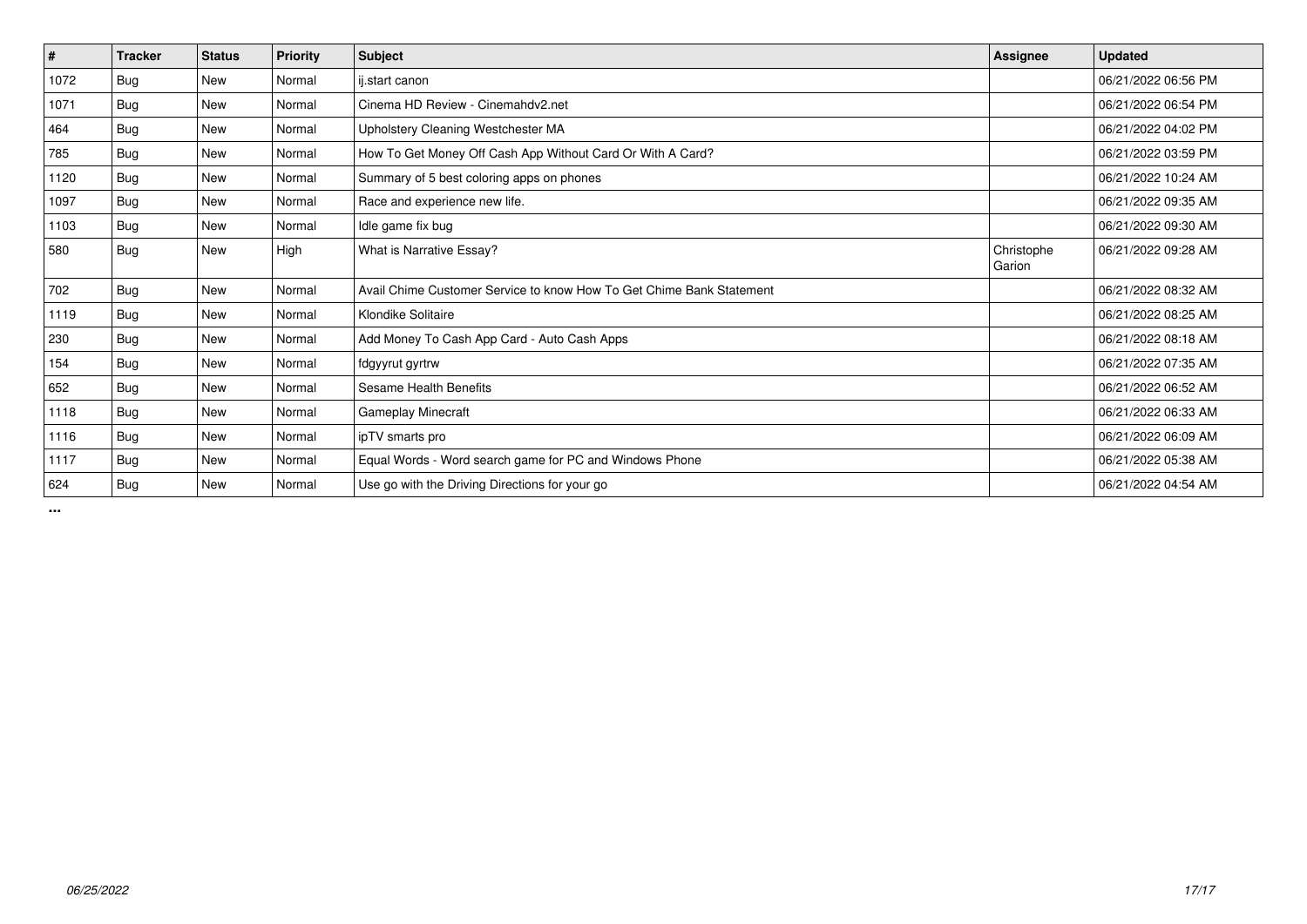| # | Tracker | Status | Priority | Subject | Assignee | Updated |
|---|---|---|---|---|---|---|
| 1072 | Bug | New | Normal | ij.start canon | | 06/21/2022 06:56 PM |
| 1071 | Bug | New | Normal | Cinema HD Review - Cinemahdv2.net | | 06/21/2022 06:54 PM |
| 464 | Bug | New | Normal | Upholstery Cleaning Westchester MA | | 06/21/2022 04:02 PM |
| 785 | Bug | New | Normal | How To Get Money Off Cash App Without Card Or With A Card? | | 06/21/2022 03:59 PM |
| 1120 | Bug | New | Normal | Summary of 5 best coloring apps on phones | | 06/21/2022 10:24 AM |
| 1097 | Bug | New | Normal | Race and experience new life. | | 06/21/2022 09:35 AM |
| 1103 | Bug | New | Normal | Idle game fix bug | | 06/21/2022 09:30 AM |
| 580 | Bug | New | High | What is Narrative Essay? | Christophe Garion | 06/21/2022 09:28 AM |
| 702 | Bug | New | Normal | Avail Chime Customer Service to know How To Get Chime Bank Statement | | 06/21/2022 08:32 AM |
| 1119 | Bug | New | Normal | Klondike Solitaire | | 06/21/2022 08:25 AM |
| 230 | Bug | New | Normal | Add Money To Cash App Card - Auto Cash Apps | | 06/21/2022 08:18 AM |
| 154 | Bug | New | Normal | fdgyyrut gyrtrw | | 06/21/2022 07:35 AM |
| 652 | Bug | New | Normal | Sesame Health Benefits | | 06/21/2022 06:52 AM |
| 1118 | Bug | New | Normal | Gameplay Minecraft | | 06/21/2022 06:33 AM |
| 1116 | Bug | New | Normal | ipTV smarts pro | | 06/21/2022 06:09 AM |
| 1117 | Bug | New | Normal | Equal Words - Word search game for PC and Windows Phone | | 06/21/2022 05:38 AM |
| 624 | Bug | New | Normal | Use go with the Driving Directions for your go | | 06/21/2022 04:54 AM |

...